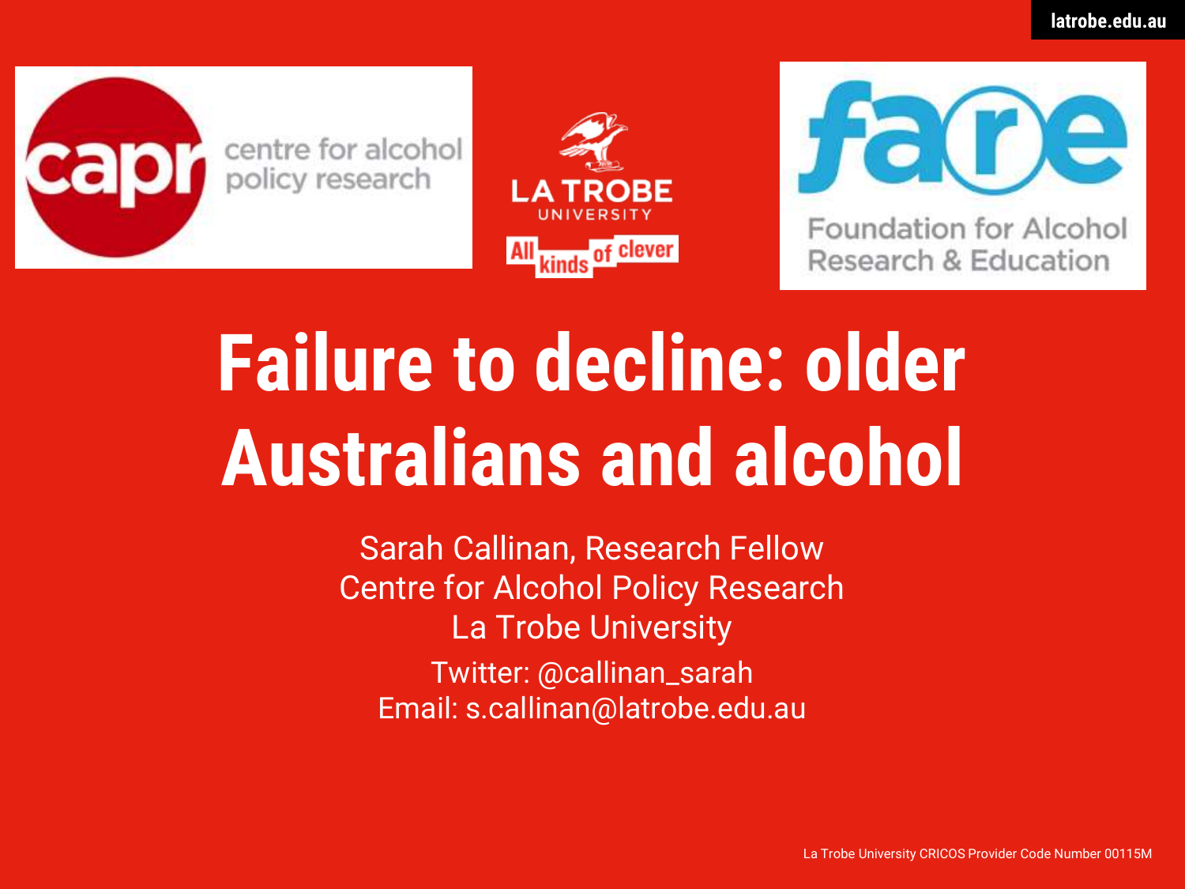# Failure to decline: older Australians and alcohol

Sarah Callinan, Research Fellow
Centre for Alcohol Policy Research
La Trobe University

Twitter: @callinan_sarah
Email: s.callinan@latrobe.edu.au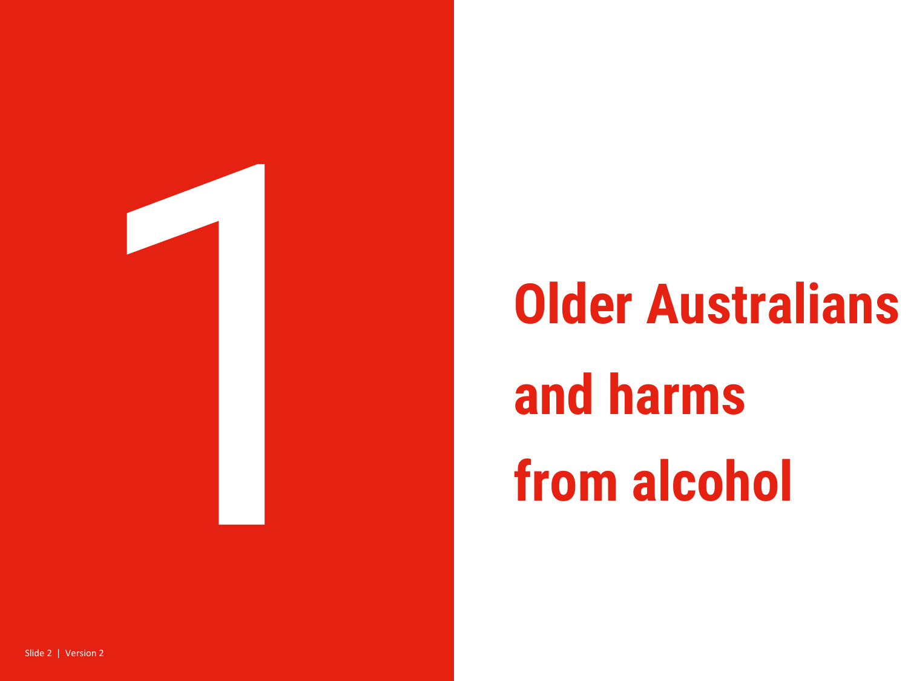# 1

# Older Australians and harms from alcohol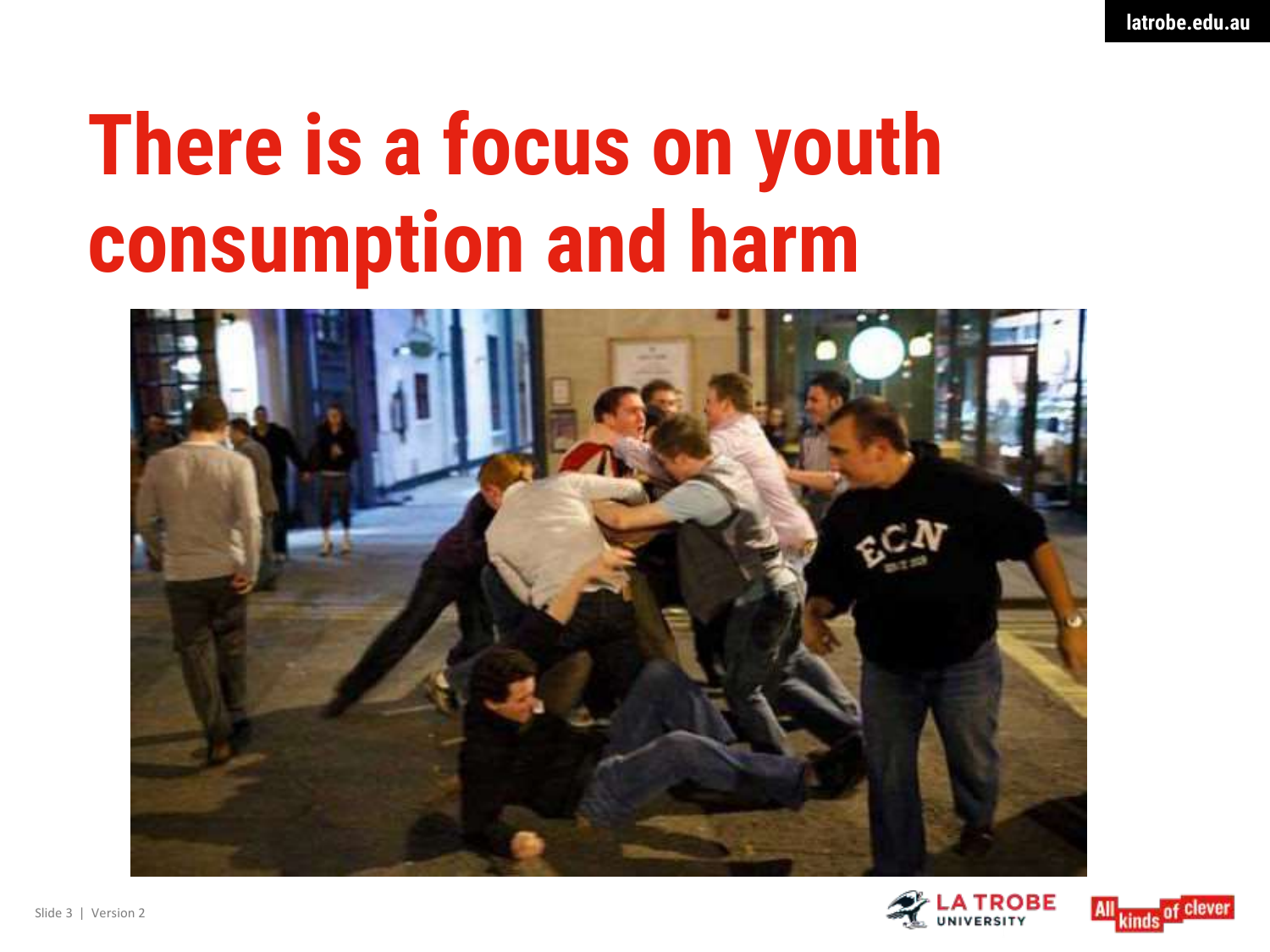# There is a focus on youth consumption and harm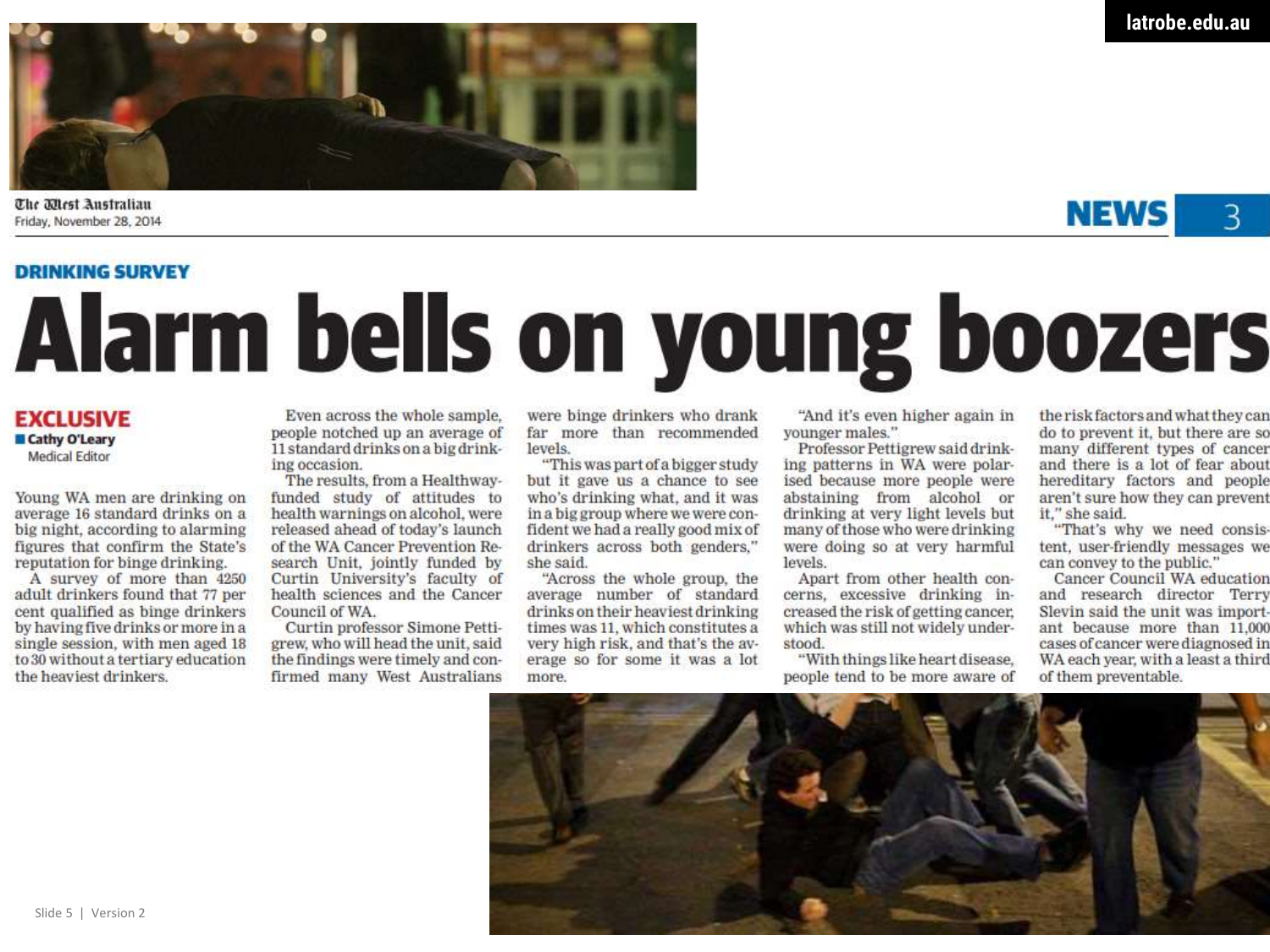The West Australian
Friday, November 28, 2014

**DRINKING SURVEY**

# Alarm bells on young boozers

**EXCLUSIVE**

**Cathy O'Leary**
Medical Editor

Young WA men are drinking on average 16 standard drinks on a big night, according to alarming figures that confirm the State's reputation for binge drinking.

A survey of more than 4250 adult drinkers found that 77 per cent qualified as binge drinkers by having five drinks or more in a single session, with men aged 18 to 30 without a tertiary education the heaviest drinkers.

Even across the whole sample, people notched up an average of 11 standard drinks on a big drinking occasion.

The results, from a Healthway-funded study of attitudes to health warnings on alcohol, were released ahead of today's launch of the WA Cancer Prevention Research Unit, jointly funded by Curtin University's faculty of health sciences and the Cancer Council of WA.

Curtin professor Simone Pettigrew, who will head the unit, said the findings were timely and confirmed many West Australians were binge drinkers who drank far more than recommended levels.

"This was part of a bigger study but it gave us a chance to see who's drinking what, and it was in a big group where we were confident we had a really good mix of drinkers across both genders," she said.

"Across the whole group, the average number of standard drinks on their heaviest drinking times was 11, which constitutes a very high risk, and that's the average so for some it was a lot more.

"And it's even higher again in younger males."

Professor Pettigrew said drinking patterns in WA were polarised because more people were abstaining from alcohol or drinking at very light levels but many of those who were drinking were doing so at very harmful levels.

Apart from other health concerns, excessive drinking increased the risk of getting cancer, which was still not widely understood.

"With things like heart disease, people tend to be more aware of the risk factors and what they can do to prevent it, but there are so many different types of cancer and there is a lot of fear about hereditary factors and people aren't sure how they can prevent it," she said.

"That's why we need consistent, user-friendly messages we can convey to the public."

Cancer Council WA education and research director Terry Slevin said the unit was important because more than 11,000 cases of cancer were diagnosed in WA each year, with a least a third of them preventable.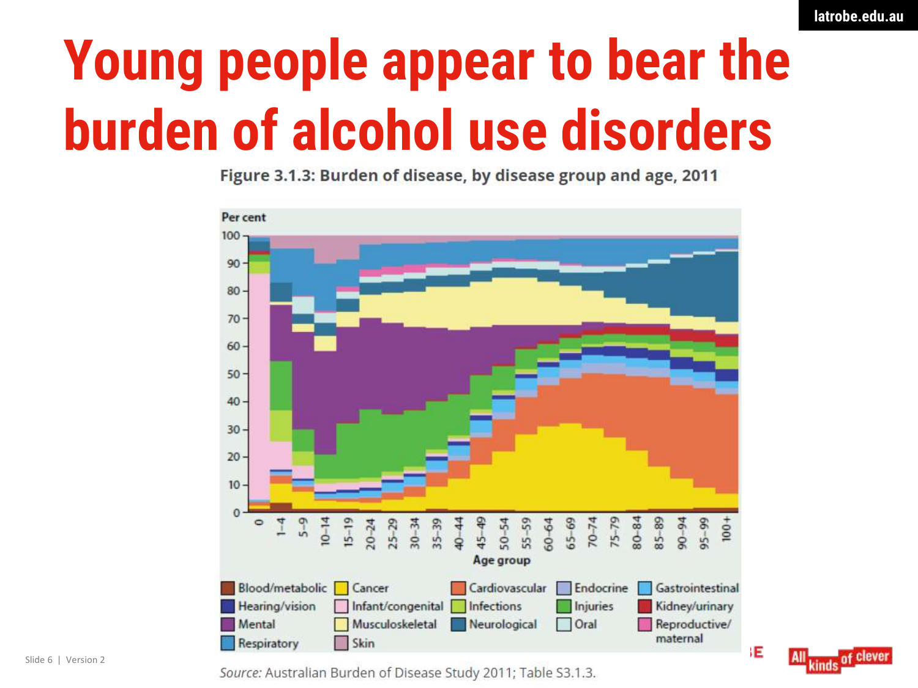# Young people appear to bear the burden of alcohol use disorders

**Figure 3.1.3: Burden of disease, by disease group and age, 2011**

*Source:* Australian Burden of Disease Study 2011; Table S3.1.3.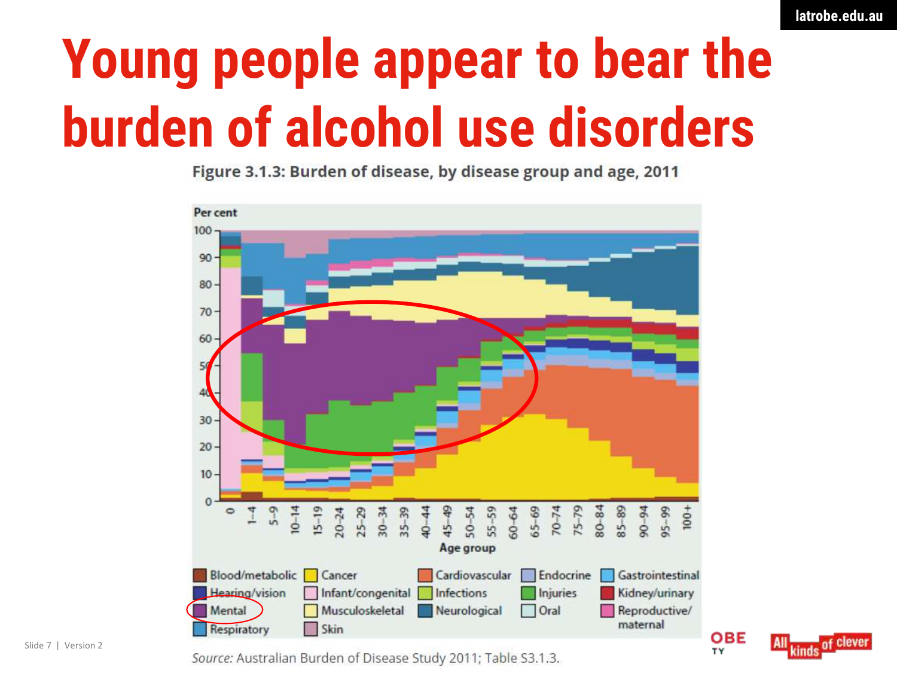# Young people appear to bear the burden of alcohol use disorders

**Figure 3.1.3: Burden of disease, by disease group and age, 2011**

*Source:* Australian Burden of Disease Study 2011; Table S3.1.3.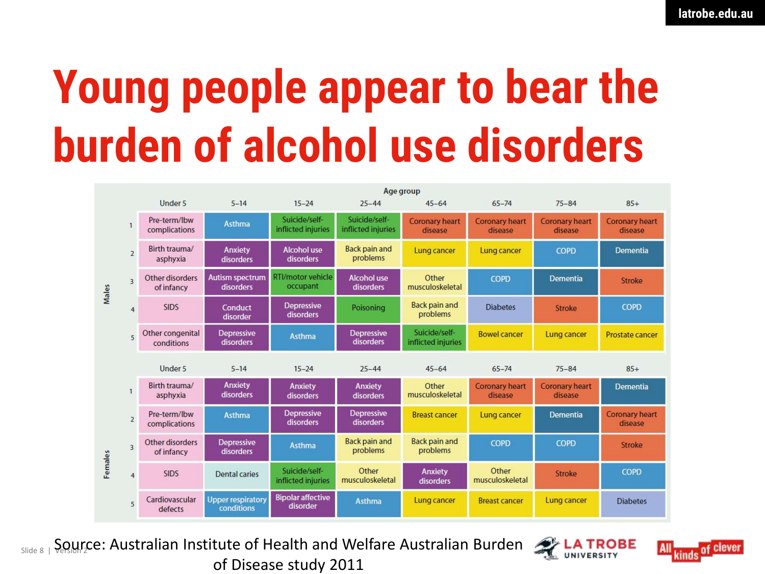# Young people appear to bear the burden of alcohol use disorders

| | Rank | Under 5 | 5–14 | 15–24 | 25–44 | 45–64 | 65–74 | 75–84 | 85+ |
|---|---|---|---|---|---|---|---|---|---|
| Males | 1 | Pre-term/lbw complications | Asthma | Suicide/self-inflicted injuries | Suicide/self-inflicted injuries | Coronary heart disease | Coronary heart disease | Coronary heart disease | Coronary heart disease |
| | 2 | Birth trauma/asphyxia | Anxiety disorders | Alcohol use disorders | Back pain and problems | Lung cancer | Lung cancer | COPD | Dementia |
| | 3 | Other disorders of infancy | Autism spectrum disorders | RTI/motor vehicle occupant | Alcohol use disorders | Other musculoskeletal | COPD | Dementia | Stroke |
| | 4 | SIDS | Conduct disorder | Depressive disorders | Poisoning | Back pain and problems | Diabetes | Stroke | COPD |
| | 5 | Other congenital conditions | Depressive disorders | Asthma | Depressive disorders | Suicide/self-inflicted injuries | Bowel cancer | Lung cancer | Prostate cancer |
| Females | 1 | Birth trauma/asphyxia | Anxiety disorders | Anxiety disorders | Anxiety disorders | Other musculoskeletal | Coronary heart disease | Coronary heart disease | Dementia |
| | 2 | Pre-term/lbw complications | Asthma | Depressive disorders | Depressive disorders | Breast cancer | Lung cancer | Dementia | Coronary heart disease |
| | 3 | Other disorders of infancy | Depressive disorders | Asthma | Back pain and problems | Back pain and problems | COPD | COPD | Stroke |
| | 4 | SIDS | Dental caries | Suicide/self-inflicted injuries | Other musculoskeletal | Anxiety disorders | Other musculoskeletal | Stroke | COPD |
| | 5 | Cardiovascular defects | Upper respiratory conditions | Bipolar affective disorder | Asthma | Lung cancer | Breast cancer | Lung cancer | Diabetes |

Source: Australian Institute of Health and Welfare Australian Burden of Disease study 2011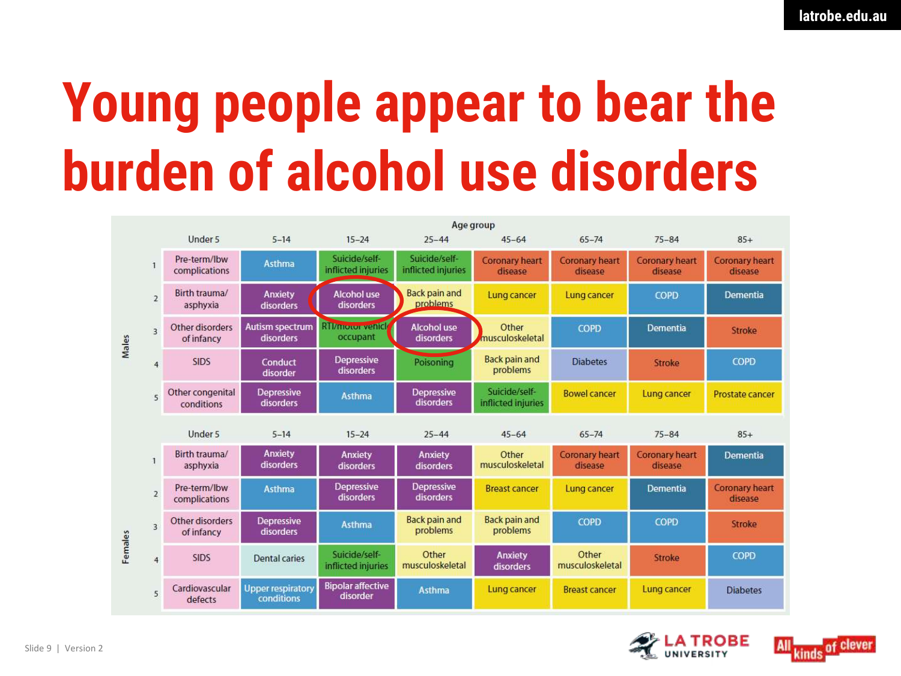# Young people appear to bear the burden of alcohol use disorders

| | Rank | Under 5 | 5–14 | 15–24 | 25–44 | 45–64 | 65–74 | 75–84 | 85+ |
|---|---|---|---|---|---|---|---|---|---|
| Males | 1 | Pre-term/lbw complications | Asthma | Suicide/self-inflicted injuries | Suicide/self-inflicted injuries | Coronary heart disease | Coronary heart disease | Coronary heart disease | Coronary heart disease |
| | 2 | Birth trauma/asphyxia | Anxiety disorders | Alcohol use disorders | Back pain and problems | Lung cancer | Lung cancer | COPD | Dementia |
| | 3 | Other disorders of infancy | Autism spectrum disorders | RTI/motor vehicle occupant | Alcohol use disorders | Other musculoskeletal | COPD | Dementia | Stroke |
| | 4 | SIDS | Conduct disorder | Depressive disorders | Poisoning | Back pain and problems | Diabetes | Stroke | COPD |
| | 5 | Other congenital conditions | Depressive disorders | Asthma | Depressive disorders | Suicide/self-inflicted injuries | Bowel cancer | Lung cancer | Prostate cancer |
| Females | 1 | Birth trauma/asphyxia | Anxiety disorders | Anxiety disorders | Anxiety disorders | Other musculoskeletal | Coronary heart disease | Coronary heart disease | Dementia |
| | 2 | Pre-term/lbw complications | Asthma | Depressive disorders | Depressive disorders | Breast cancer | Lung cancer | Dementia | Coronary heart disease |
| | 3 | Other disorders of infancy | Depressive disorders | Asthma | Back pain and problems | Back pain and problems | COPD | COPD | Stroke |
| | 4 | SIDS | Dental caries | Suicide/self-inflicted injuries | Other musculoskeletal | Anxiety disorders | Other musculoskeletal | Stroke | COPD |
| | 5 | Cardiovascular defects | Upper respiratory conditions | Bipolar affective disorder | Asthma | Lung cancer | Breast cancer | Lung cancer | Diabetes |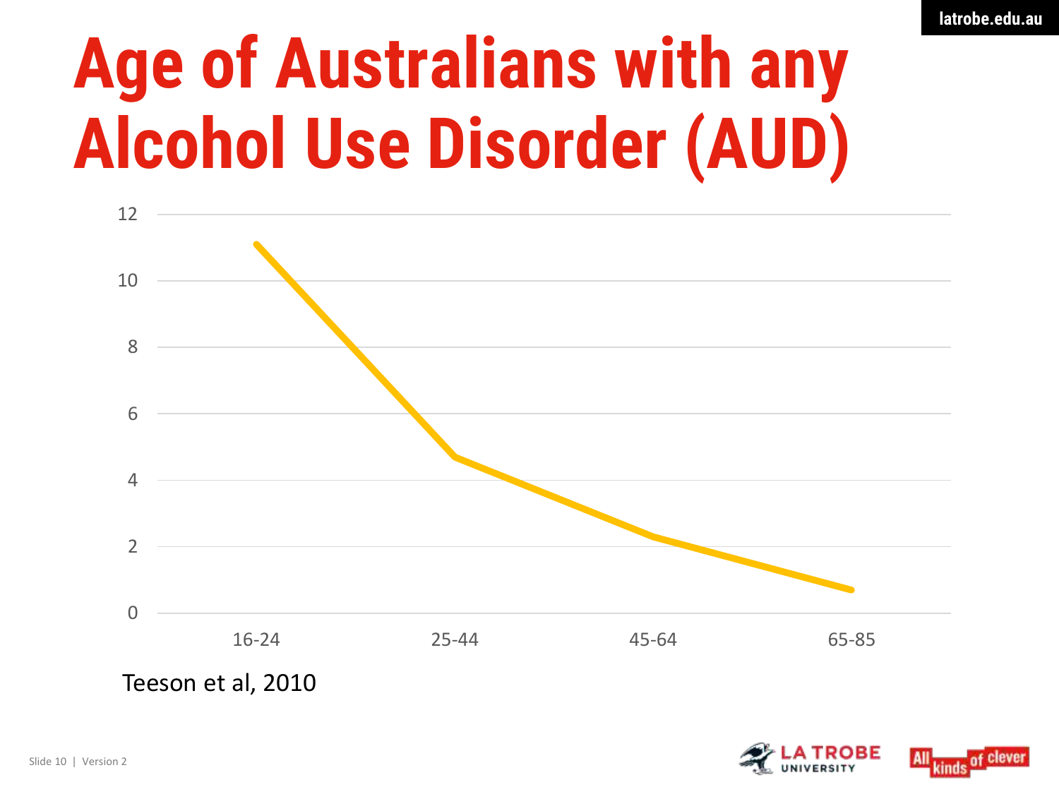# Age of Australians with any Alcohol Use Disorder (AUD)

Teeson et al, 2010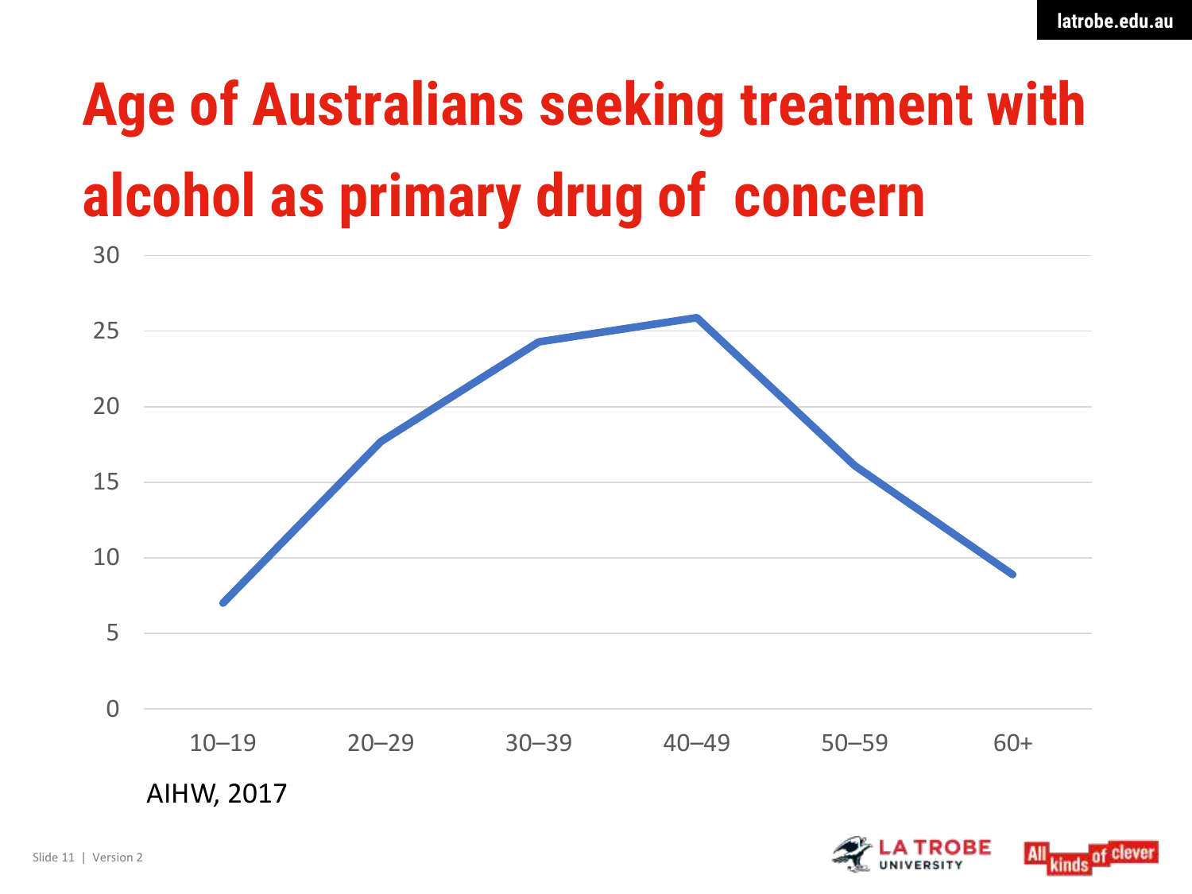# Age of Australians seeking treatment with alcohol as primary drug of concern

| Age group | Value |
| --- | --- |
| 10–19 | 7 |
| 20–29 | 17.7 |
| 30–39 | 24.3 |
| 40–49 | 25.9 |
| 50–59 | 16.1 |
| 60+ | 8.9 |

AIHW, 2017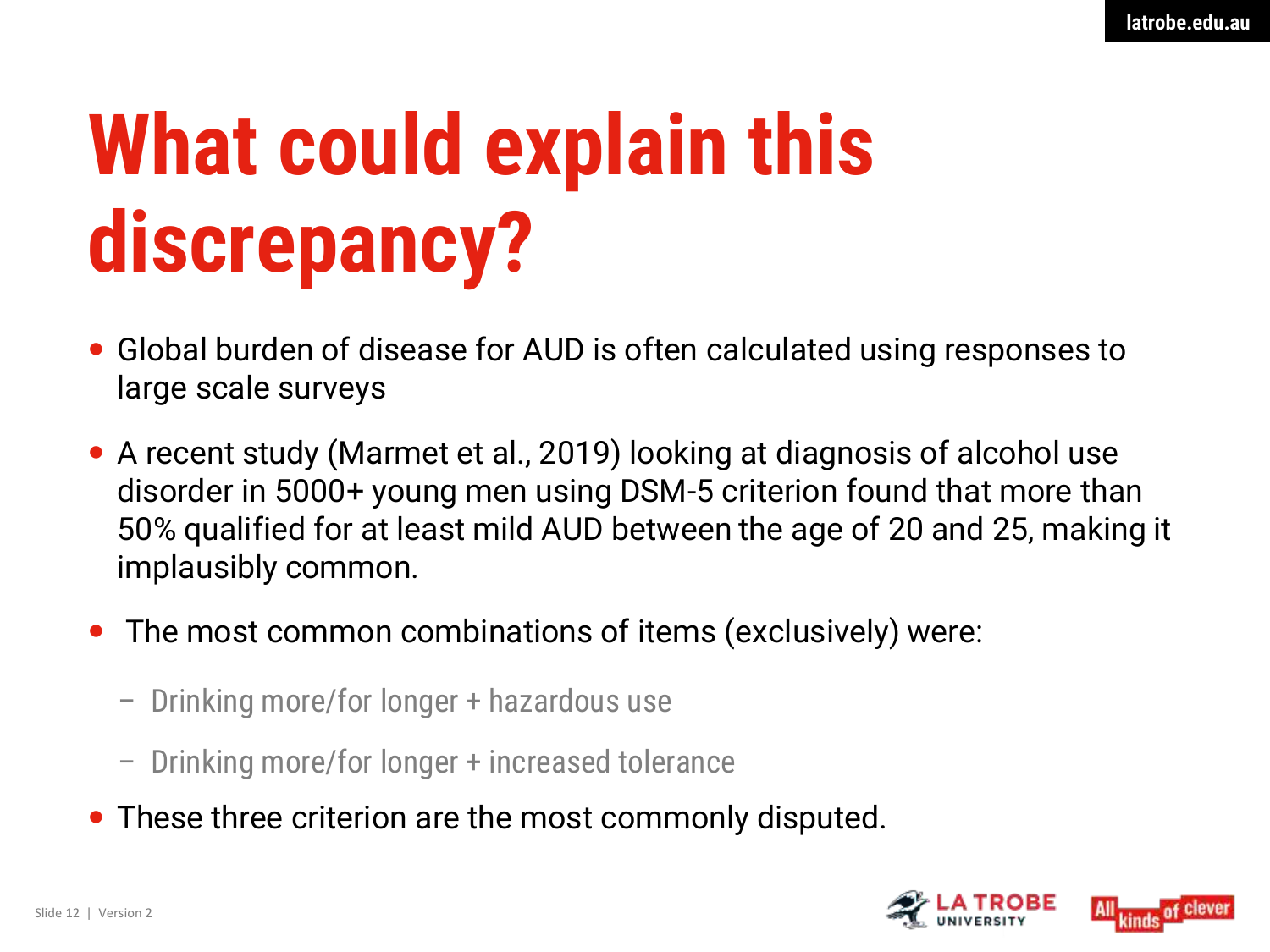# What could explain this discrepancy?

- Global burden of disease for AUD is often calculated using responses to large scale surveys
- A recent study (Marmet et al., 2019) looking at diagnosis of alcohol use disorder in 5000+ young men using DSM-5 criterion found that more than 50% qualified for at least mild AUD between the age of 20 and 25, making it implausibly common.
- The most common combinations of items (exclusively) were:
  - Drinking more/for longer + hazardous use
  - Drinking more/for longer + increased tolerance
- These three criterion are the most commonly disputed.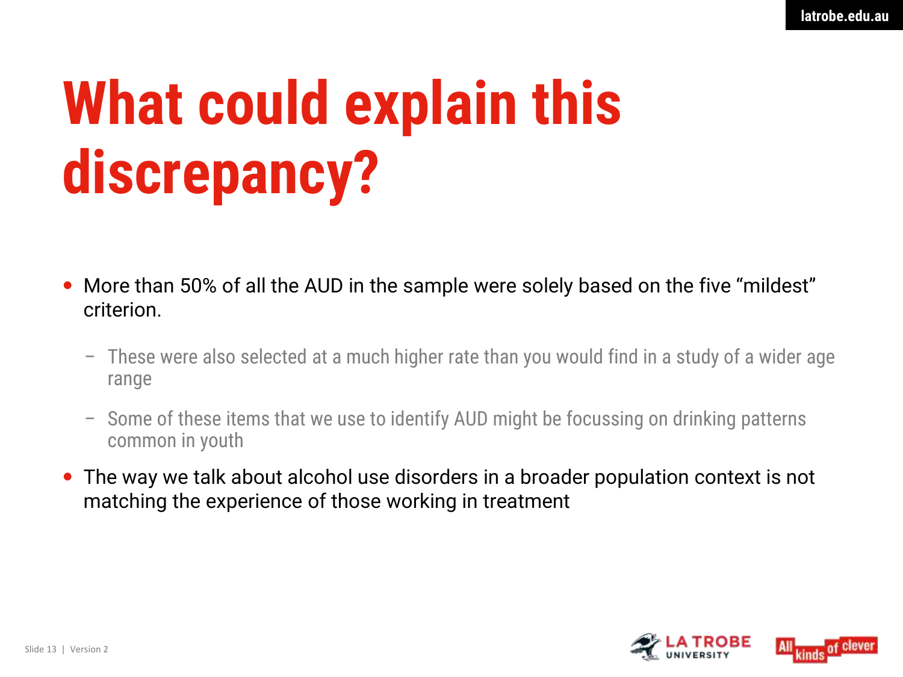# What could explain this discrepancy?

- More than 50% of all the AUD in the sample were solely based on the five "mildest" criterion.
  - These were also selected at a much higher rate than you would find in a study of a wider age range
  - Some of these items that we use to identify AUD might be focussing on drinking patterns common in youth
- The way we talk about alcohol use disorders in a broader population context is not matching the experience of those working in treatment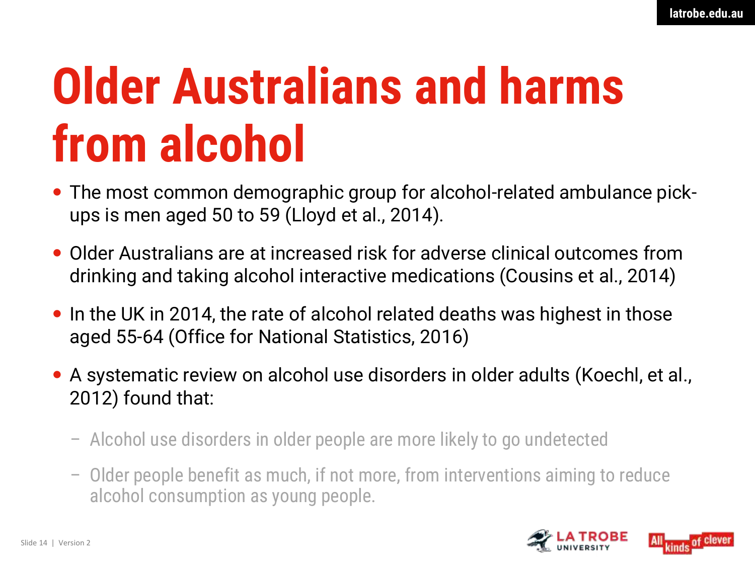# Older Australians and harms from alcohol

- The most common demographic group for alcohol-related ambulance pick-ups is men aged 50 to 59 (Lloyd et al., 2014).
- Older Australians are at increased risk for adverse clinical outcomes from drinking and taking alcohol interactive medications (Cousins et al., 2014)
- In the UK in 2014, the rate of alcohol related deaths was highest in those aged 55-64 (Office for National Statistics, 2016)
- A systematic review on alcohol use disorders in older adults (Koechl, et al., 2012) found that:
  - Alcohol use disorders in older people are more likely to go undetected
  - Older people benefit as much, if not more, from interventions aiming to reduce alcohol consumption as young people.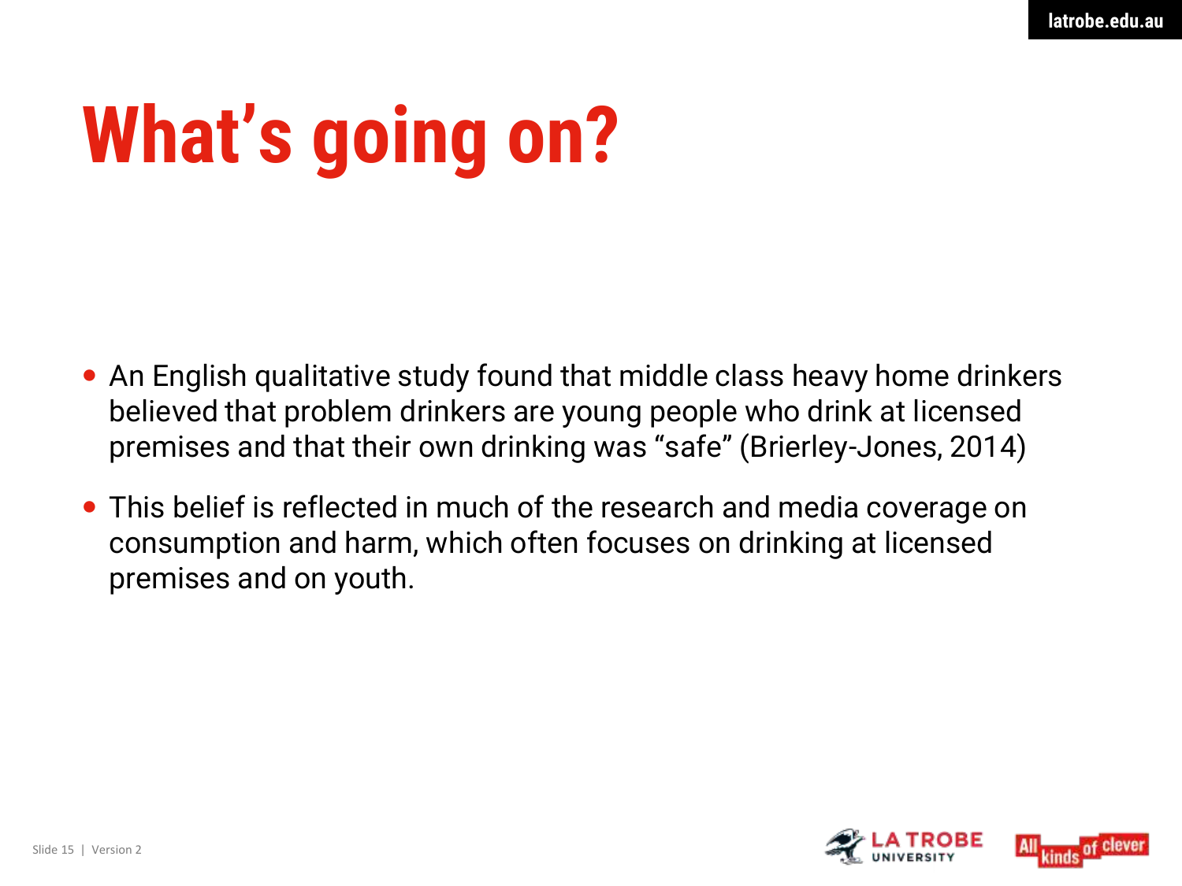# What's going on?

- An English qualitative study found that middle class heavy home drinkers believed that problem drinkers are young people who drink at licensed premises and that their own drinking was "safe" (Brierley-Jones, 2014)
- This belief is reflected in much of the research and media coverage on consumption and harm, which often focuses on drinking at licensed premises and on youth.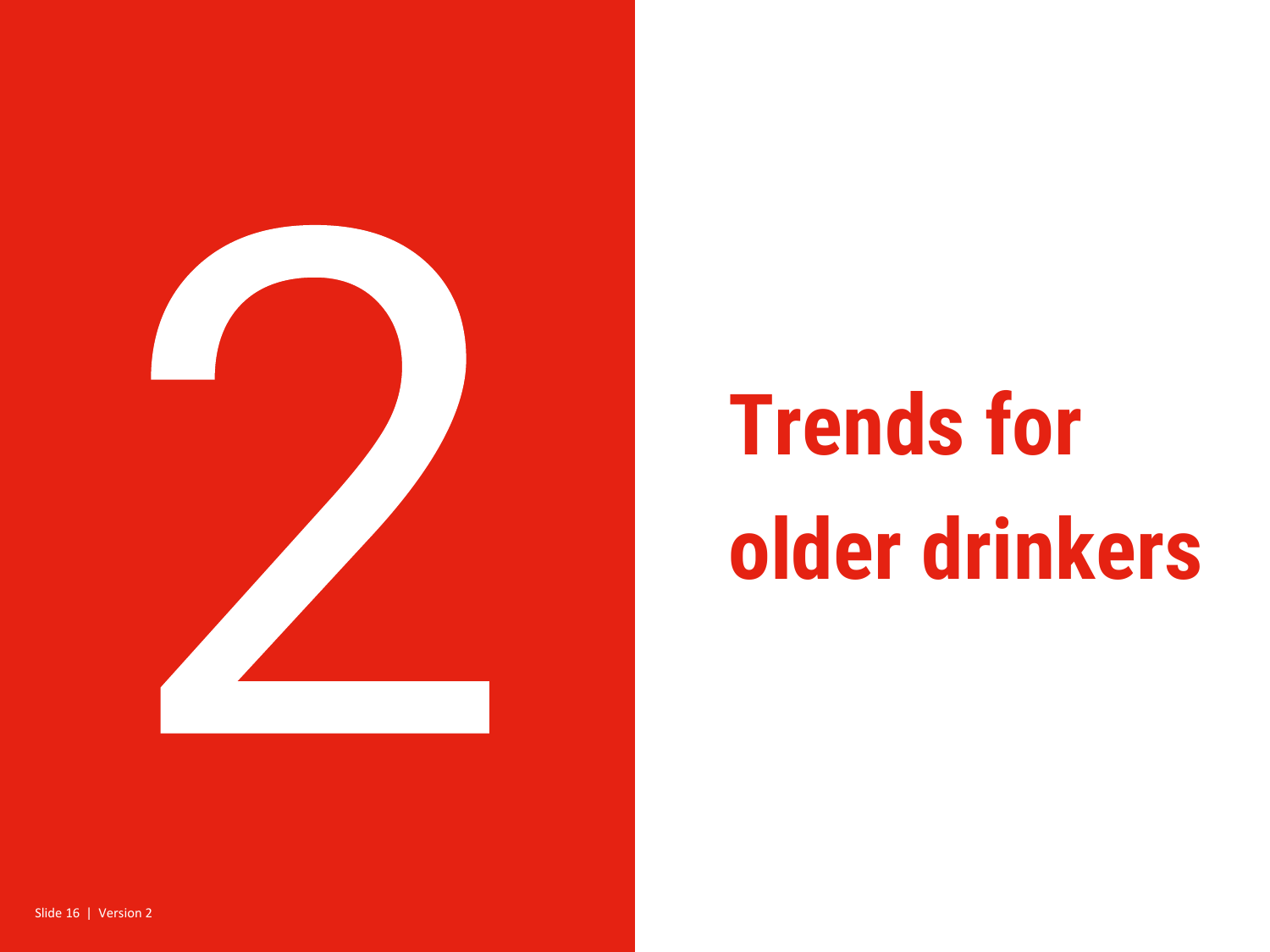# 2

# Trends for older drinkers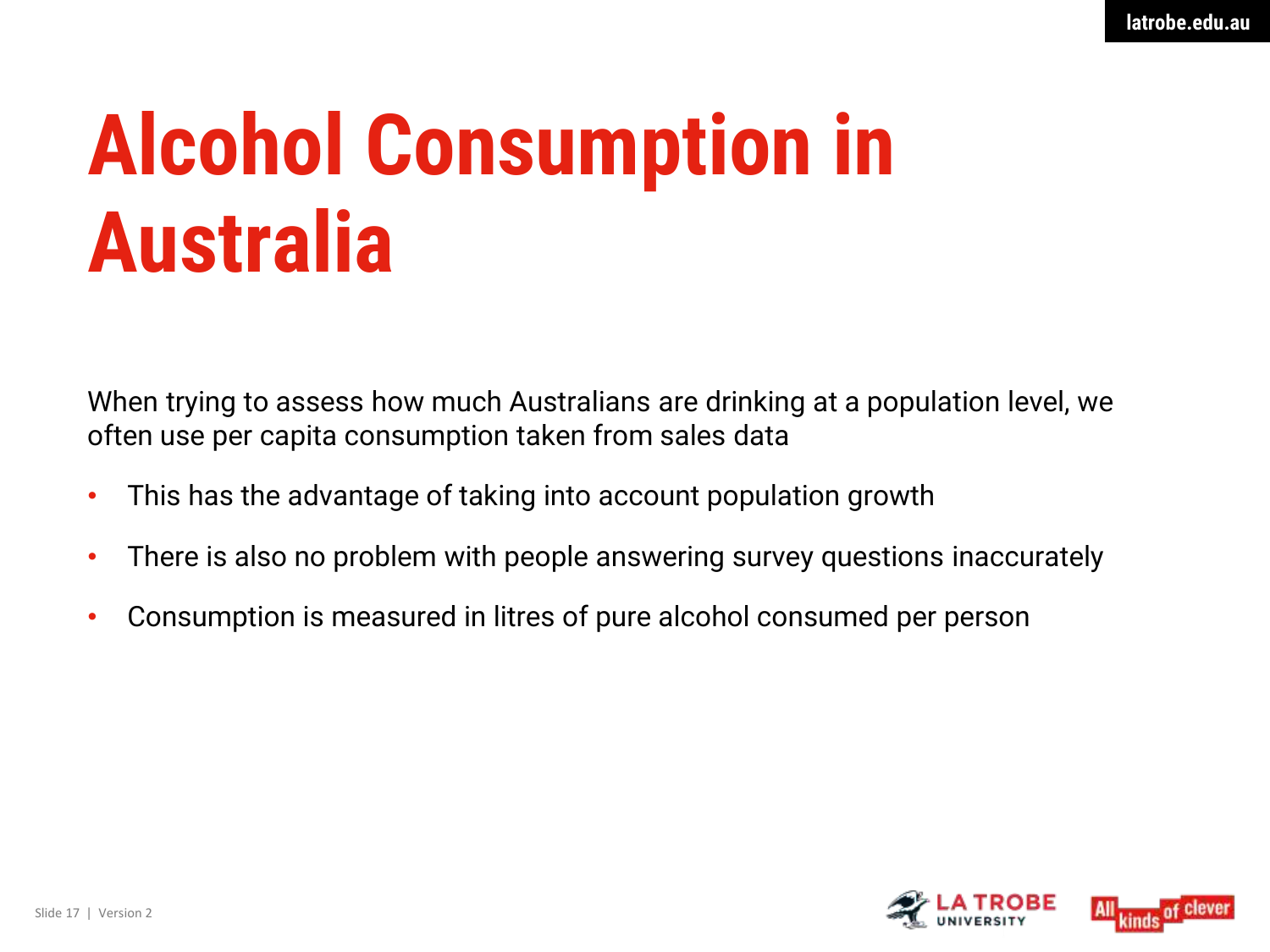# Alcohol Consumption in Australia

When trying to assess how much Australians are drinking at a population level, we often use per capita consumption taken from sales data

- This has the advantage of taking into account population growth
- There is also no problem with people answering survey questions inaccurately
- Consumption is measured in litres of pure alcohol consumed per person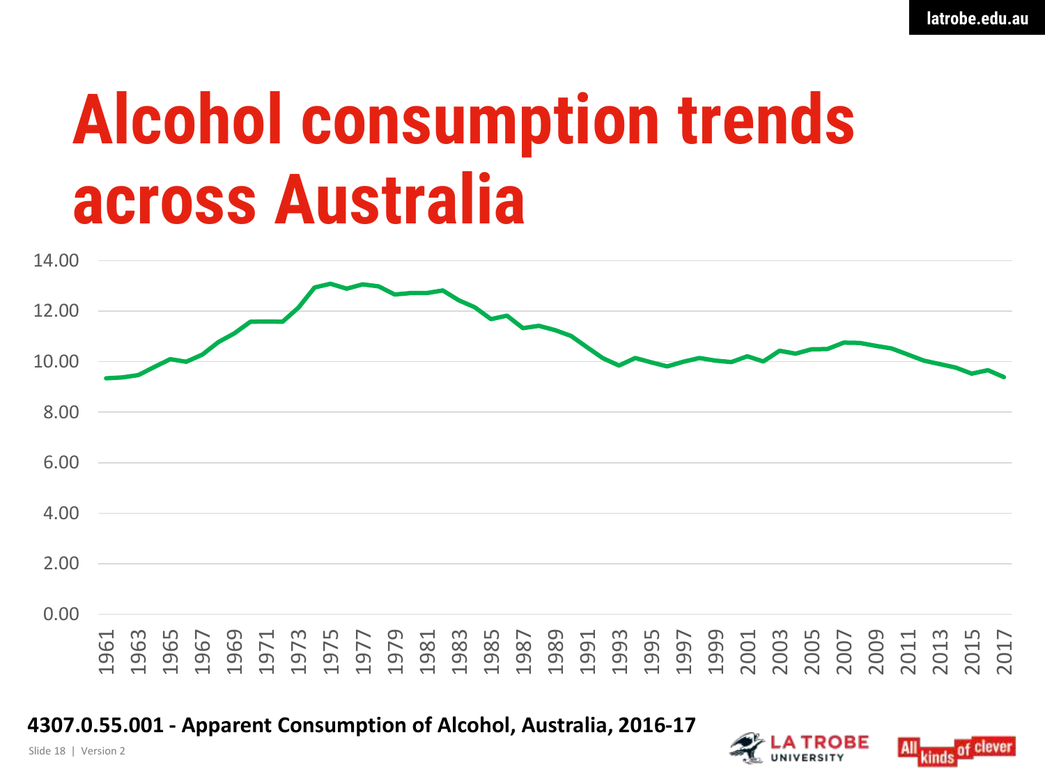# Alcohol consumption trends across Australia

4307.0.55.001 - Apparent Consumption of Alcohol, Australia, 2016-17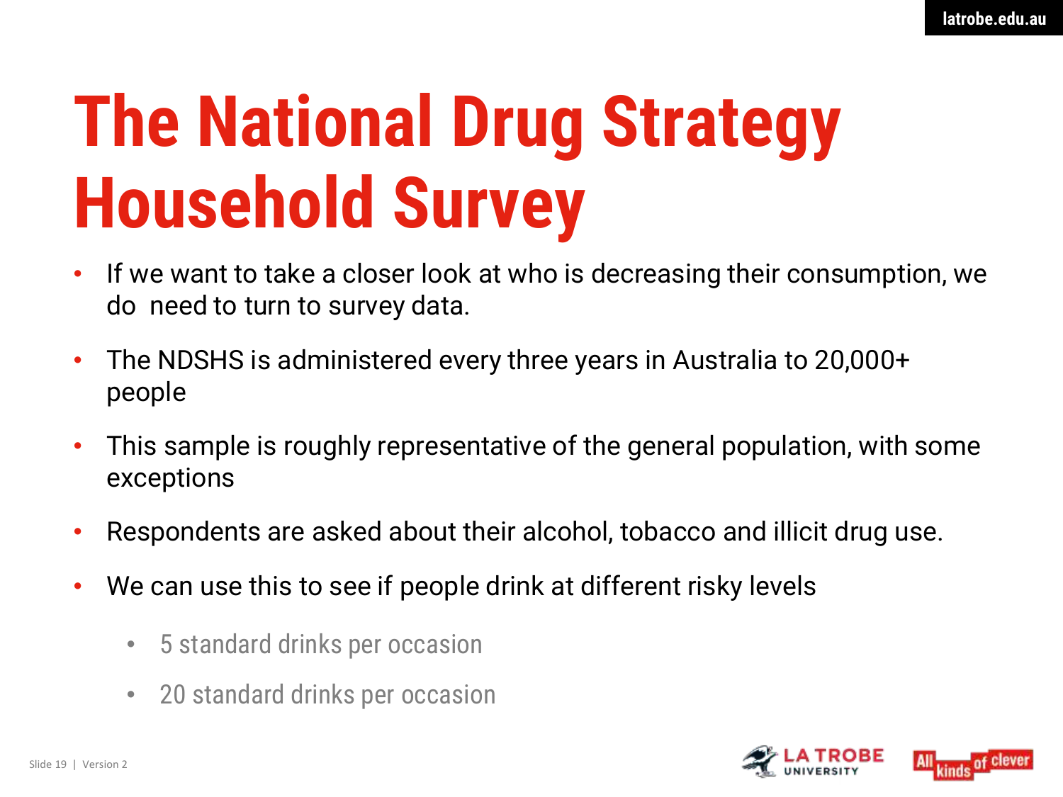# The National Drug Strategy Household Survey

- If we want to take a closer look at who is decreasing their consumption, we do  need to turn to survey data.
- The NDSHS is administered every three years in Australia to 20,000+ people
- This sample is roughly representative of the general population, with some exceptions
- Respondents are asked about their alcohol, tobacco and illicit drug use.
- We can use this to see if people drink at different risky levels
  - 5 standard drinks per occasion
  - 20 standard drinks per occasion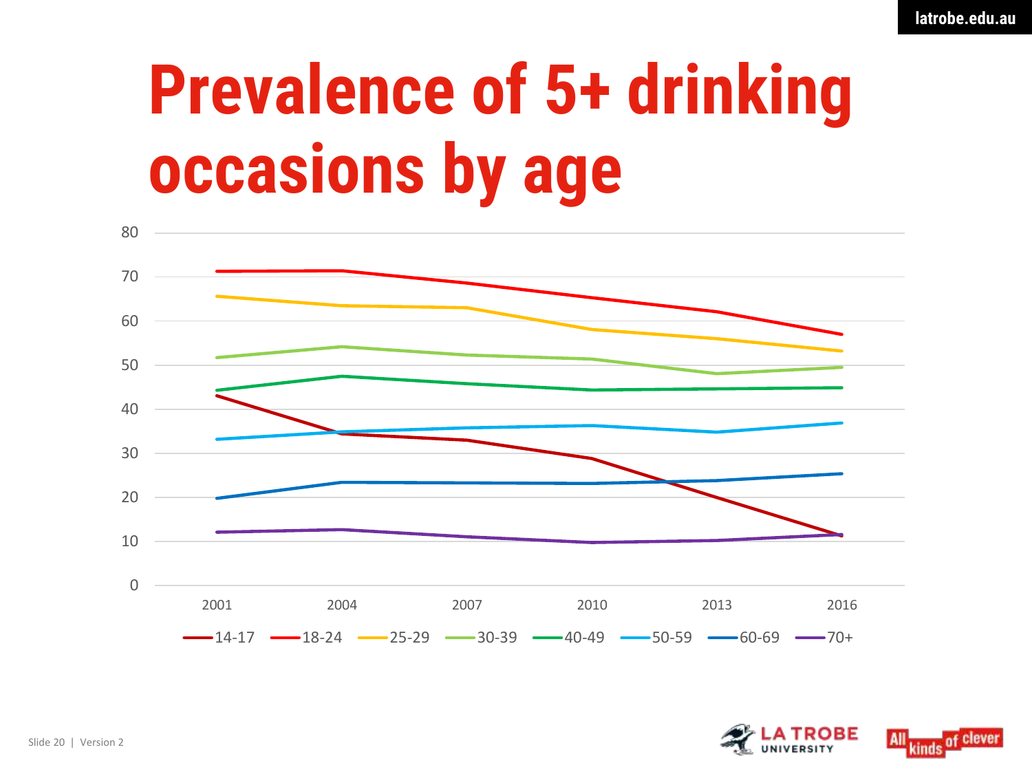# Prevalence of 5+ drinking occasions by age

80
70
60
50
40
30
20
10
0

2001 2004 2007 2010 2013 2016

14-17 18-24 25-29 30-39 40-49 50-59 60-69 70+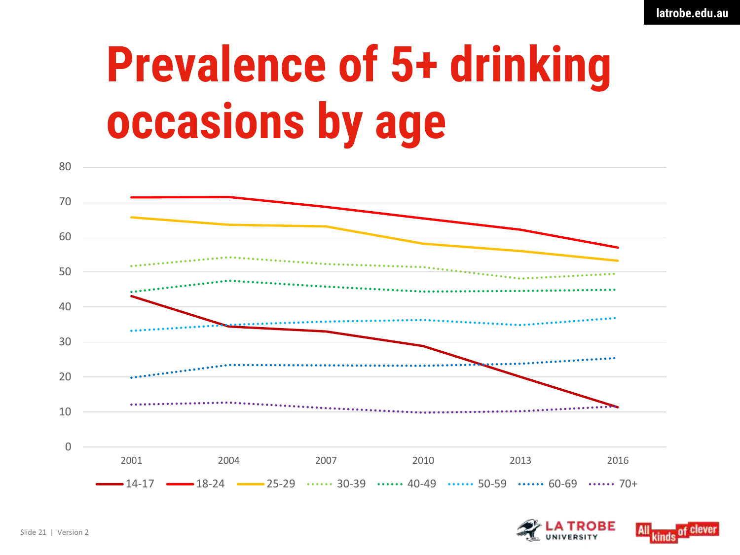# Prevalence of 5+ drinking occasions by age

80
70
60
50
40
30
20
10
0

2001 2004 2007 2010 2013 2016

14-17 18-24 25-29 30-39 40-49 50-59 60-69 70+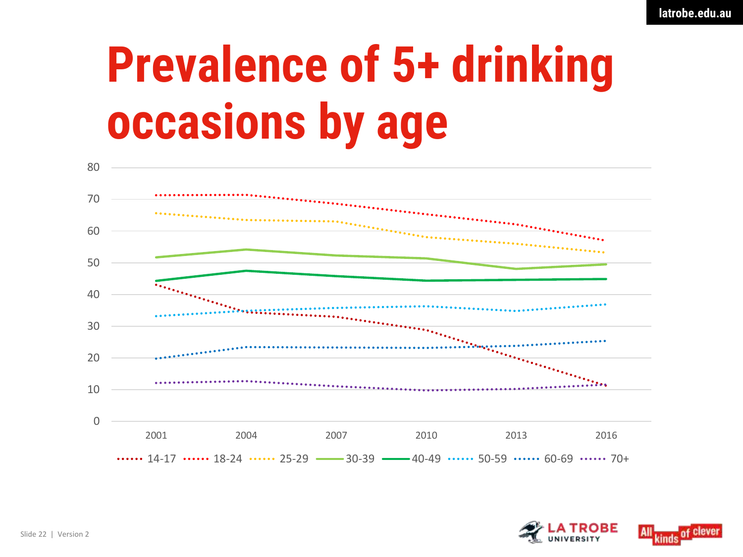# Prevalence of 5+ drinking occasions by age

| Age group | 2001 | 2004 | 2007 | 2010 | 2013 | 2016 |
|---|---|---|---|---|---|---|
| 14-17 | 43 | 34.5 | 33 | 29 | 20 | 11 |
| 18-24 | 71 | 71 | 68.5 | 65 | 62 | 57 |
| 25-29 | 65.5 | 63.5 | 63 | 58 | 56 | 53 |
| 30-39 | 51.5 | 54 | 52 | 51 | 48 | 49.5 |
| 40-49 | 44 | 47.5 | 45.5 | 44 | 44.5 | 45 |
| 50-59 | 33 | 35 | 35.5 | 36 | 35 | 37 |
| 60-69 | 20 | 23.5 | 23.5 | 23 | 24 | 25.5 |
| 70+ | 12 | 12.5 | 11 | 10 | 10 | 11 |

*Values are approximate readings from a line chart (y-axis 0–80).*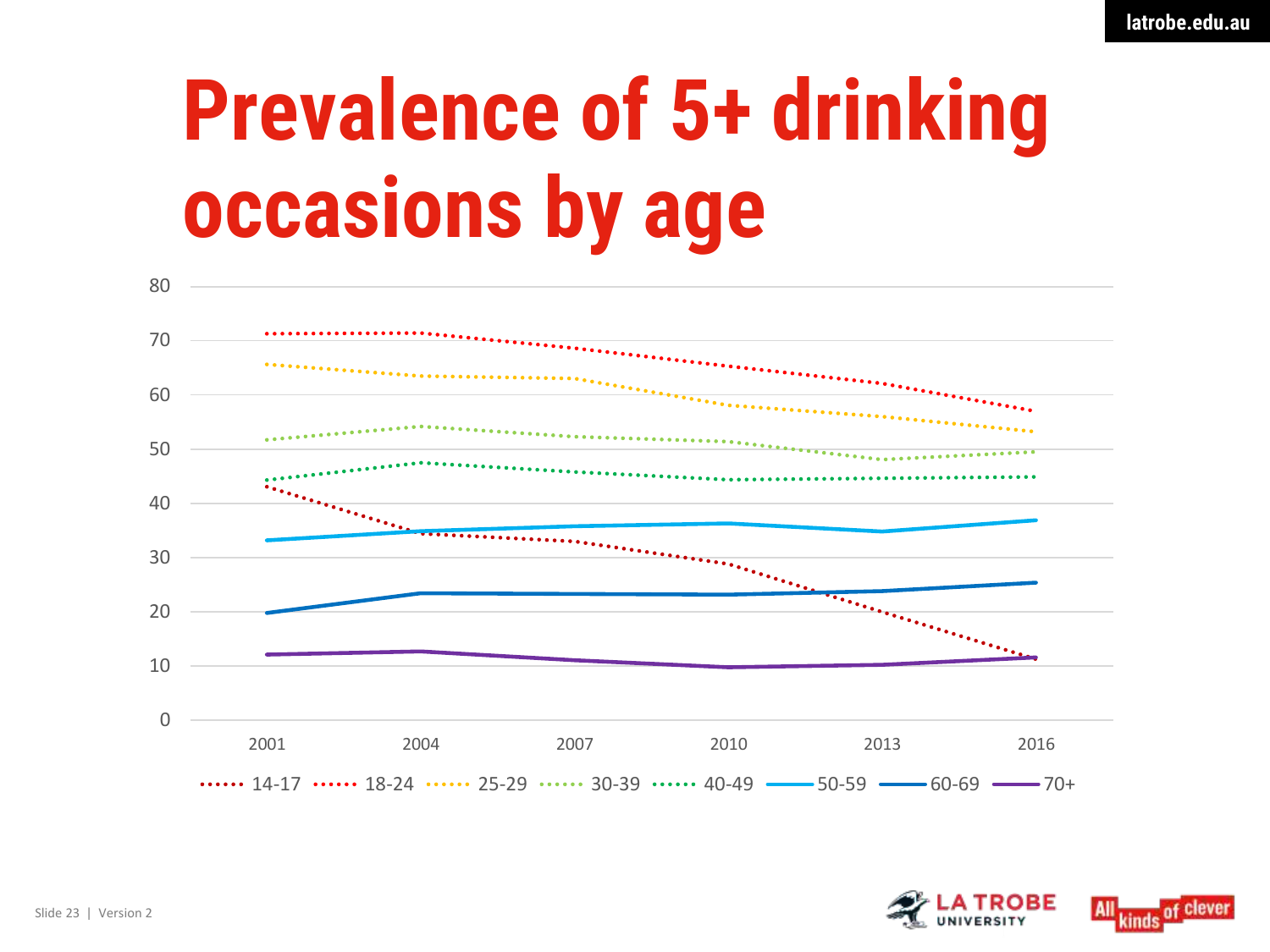# Prevalence of 5+ drinking occasions by age

80
70
60
50
40
30
20
10
0

2001 2004 2007 2010 2013 2016

14-17 18-24 25-29 30-39 40-49 50-59 60-69 70+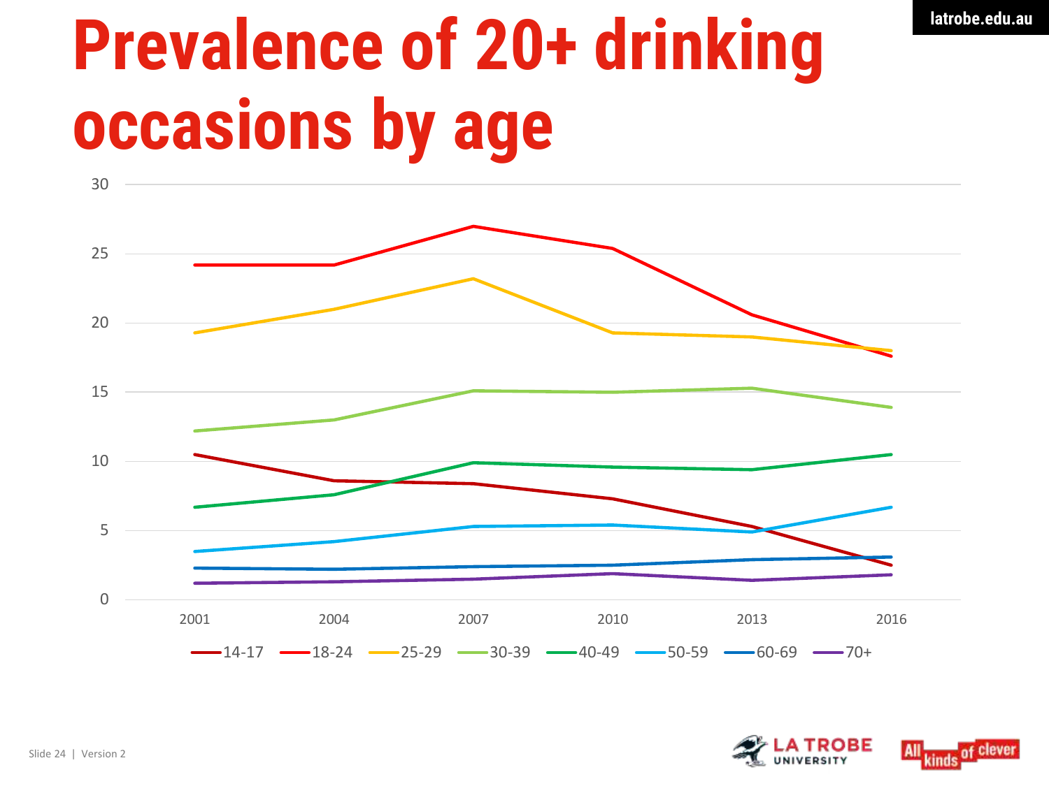# Prevalence of 20+ drinking occasions by age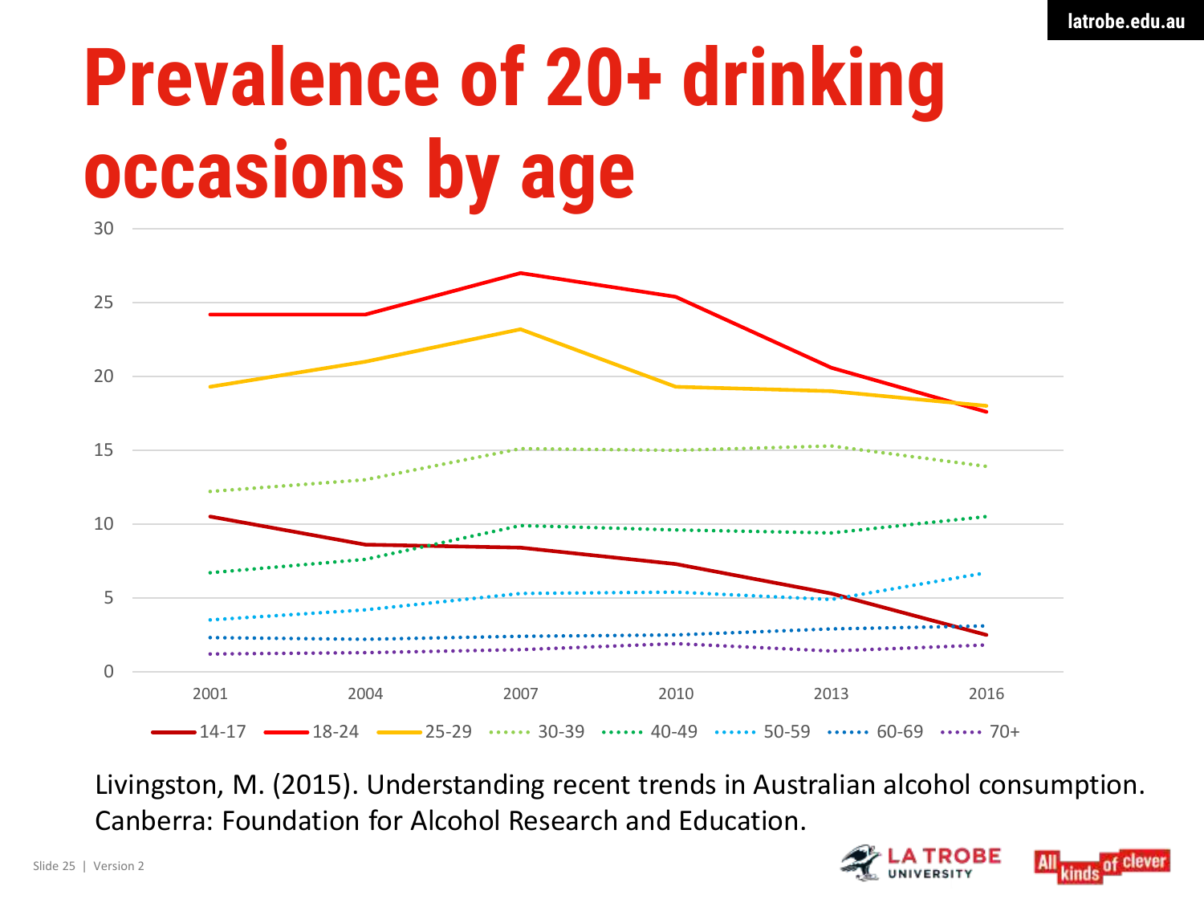# Prevalence of 20+ drinking occasions by age

Livingston, M. (2015). Understanding recent trends in Australian alcohol consumption. Canberra: Foundation for Alcohol Research and Education.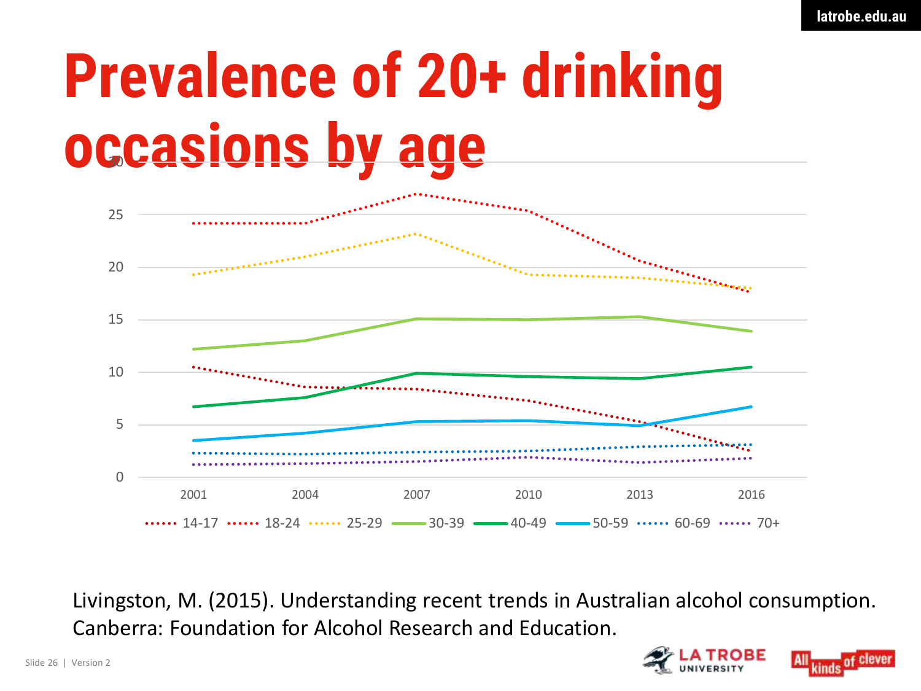# Prevalence of 20+ drinking occasions by age

30

25

20

15

10

5

0

2001 2004 2007 2010 2013 2016

14-17 18-24 25-29 30-39 40-49 50-59 60-69 70+

Livingston, M. (2015). Understanding recent trends in Australian alcohol consumption. Canberra: Foundation for Alcohol Research and Education.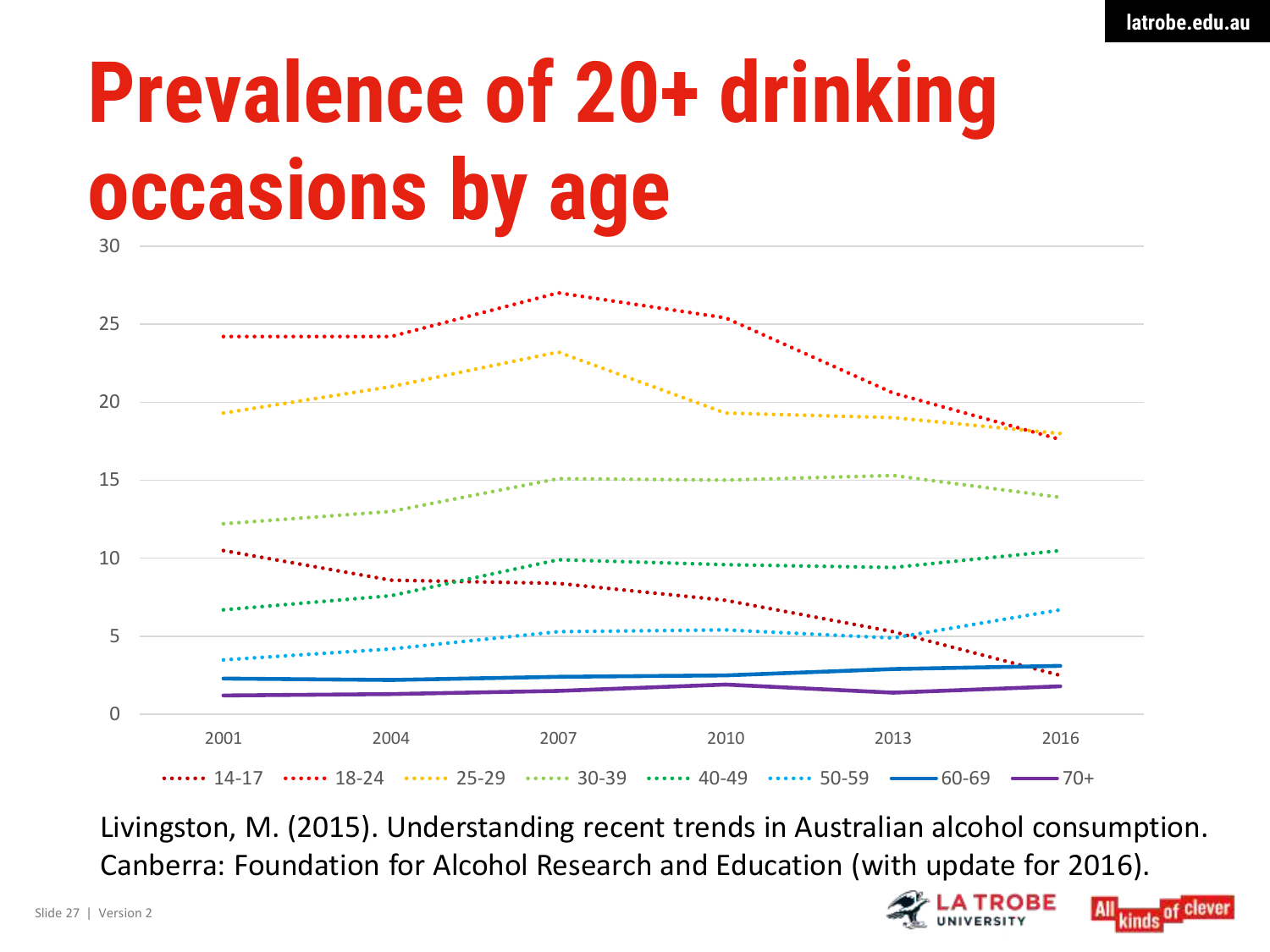# Prevalence of 20+ drinking occasions by age

Livingston, M. (2015). Understanding recent trends in Australian alcohol consumption. Canberra: Foundation for Alcohol Research and Education (with update for 2016).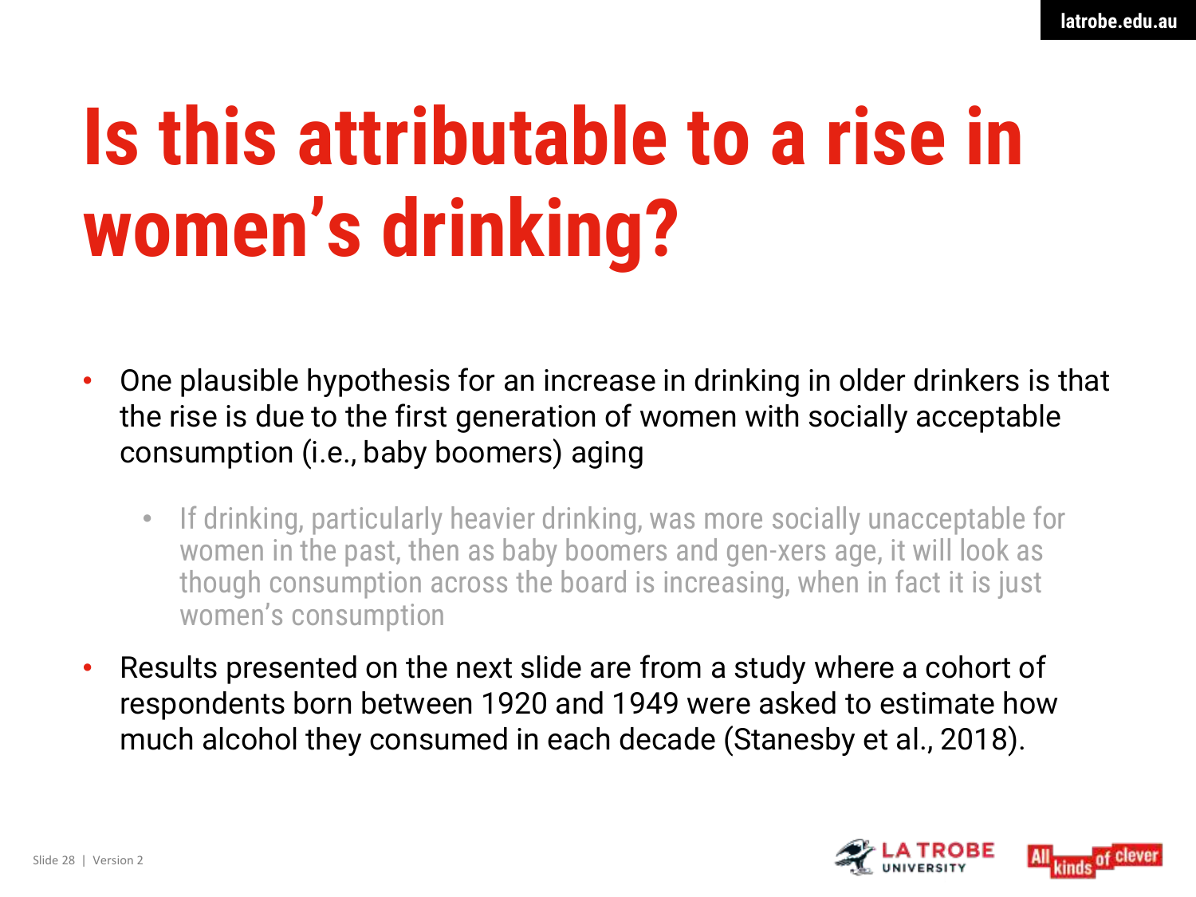# Is this attributable to a rise in women's drinking?

- One plausible hypothesis for an increase in drinking in older drinkers is that the rise is due to the first generation of women with socially acceptable consumption (i.e., baby boomers) aging
  - If drinking, particularly heavier drinking, was more socially unacceptable for women in the past, then as baby boomers and gen-xers age, it will look as though consumption across the board is increasing, when in fact it is just women's consumption
- Results presented on the next slide are from a study where a cohort of respondents born between 1920 and 1949 were asked to estimate how much alcohol they consumed in each decade (Stanesby et al., 2018).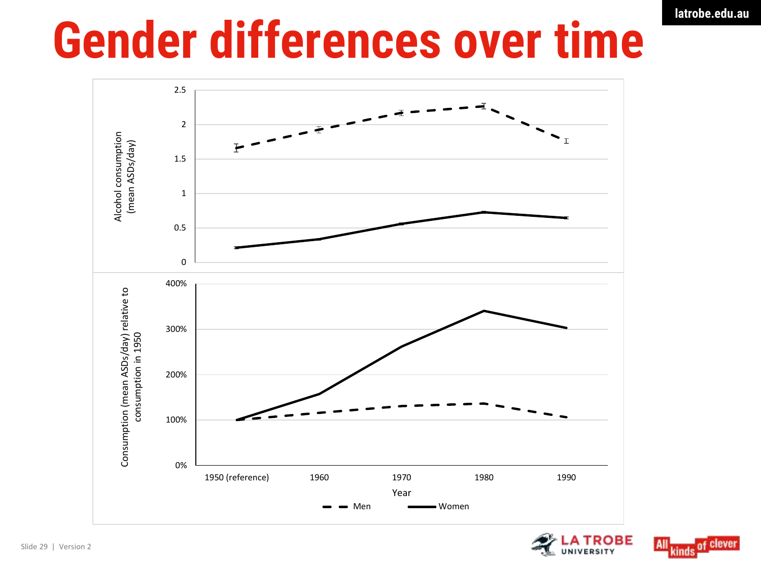# Gender differences over time

Alcohol consumption (mean ASDs/day)

2.5
2
1.5
1
0.5
0

Consumption (mean ASDs/day) relative to consumption in 1950

400%
300%
200%
100%
0%

1950 (reference) 1960 1970 1980 1990

Year

Men Women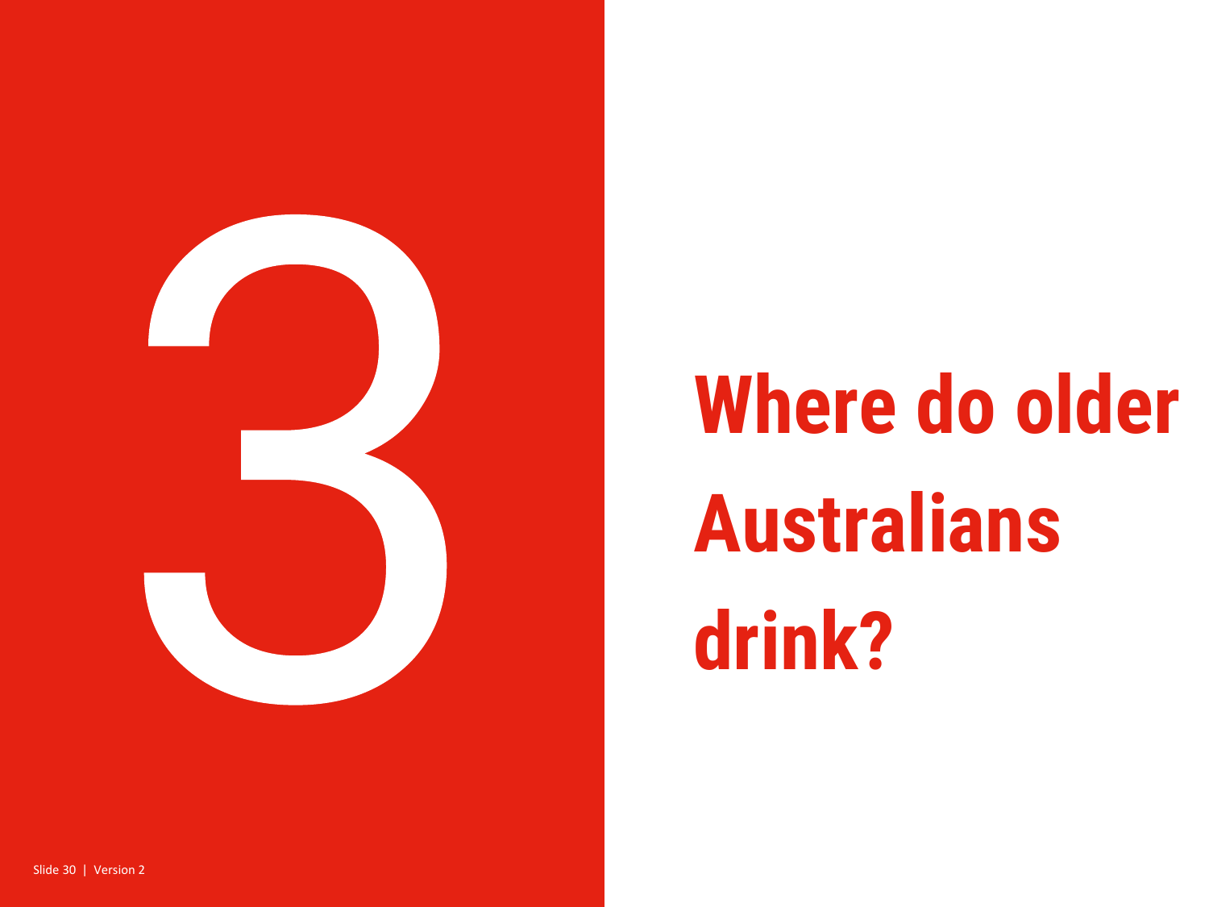# 3

# Where do older Australians drink?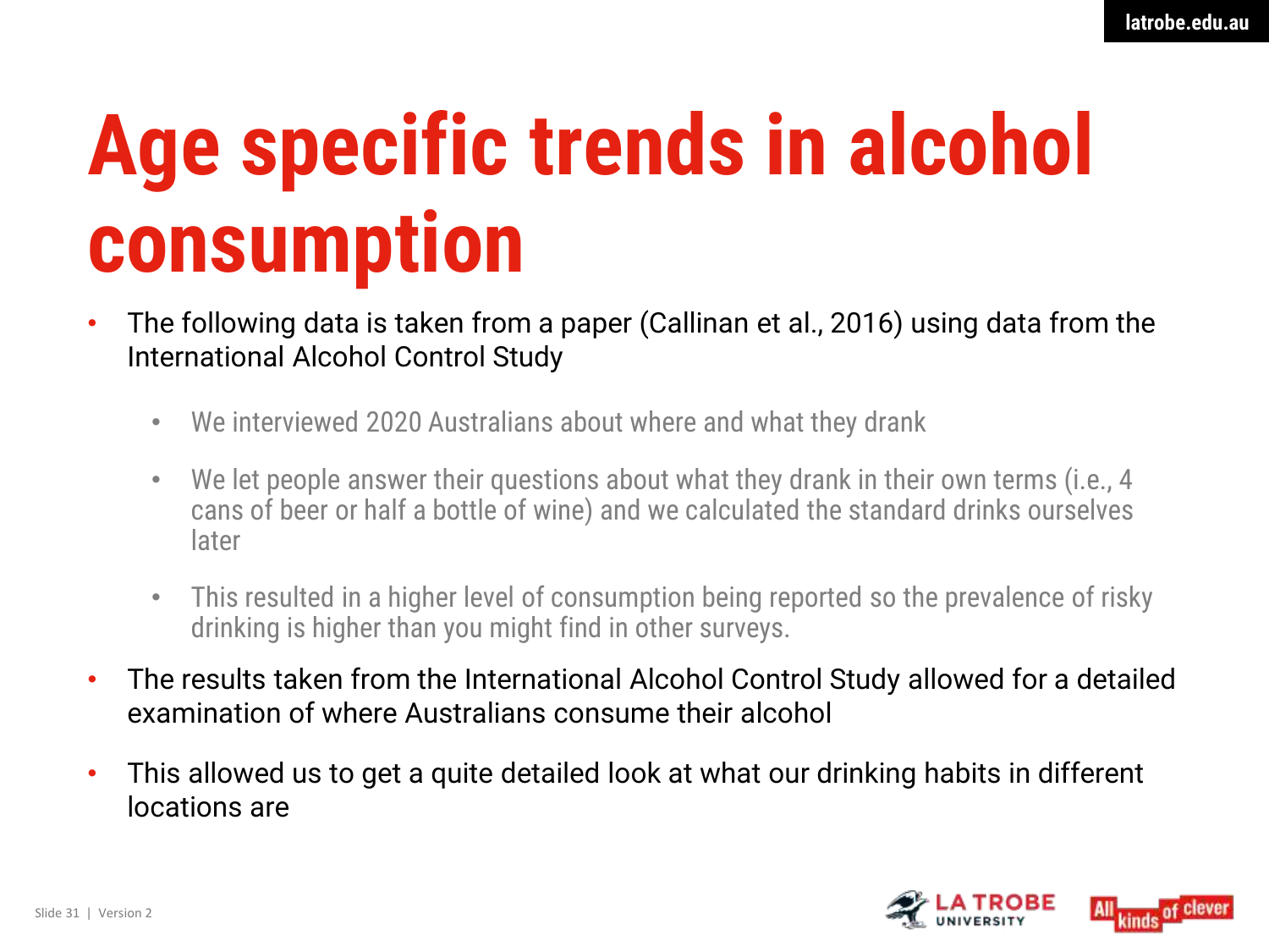# Age specific trends in alcohol consumption

- The following data is taken from a paper (Callinan et al., 2016) using data from the International Alcohol Control Study
  - We interviewed 2020 Australians about where and what they drank
  - We let people answer their questions about what they drank in their own terms (i.e., 4 cans of beer or half a bottle of wine) and we calculated the standard drinks ourselves later
  - This resulted in a higher level of consumption being reported so the prevalence of risky drinking is higher than you might find in other surveys.
- The results taken from the International Alcohol Control Study allowed for a detailed examination of where Australians consume their alcohol
- This allowed us to get a quite detailed look at what our drinking habits in different locations are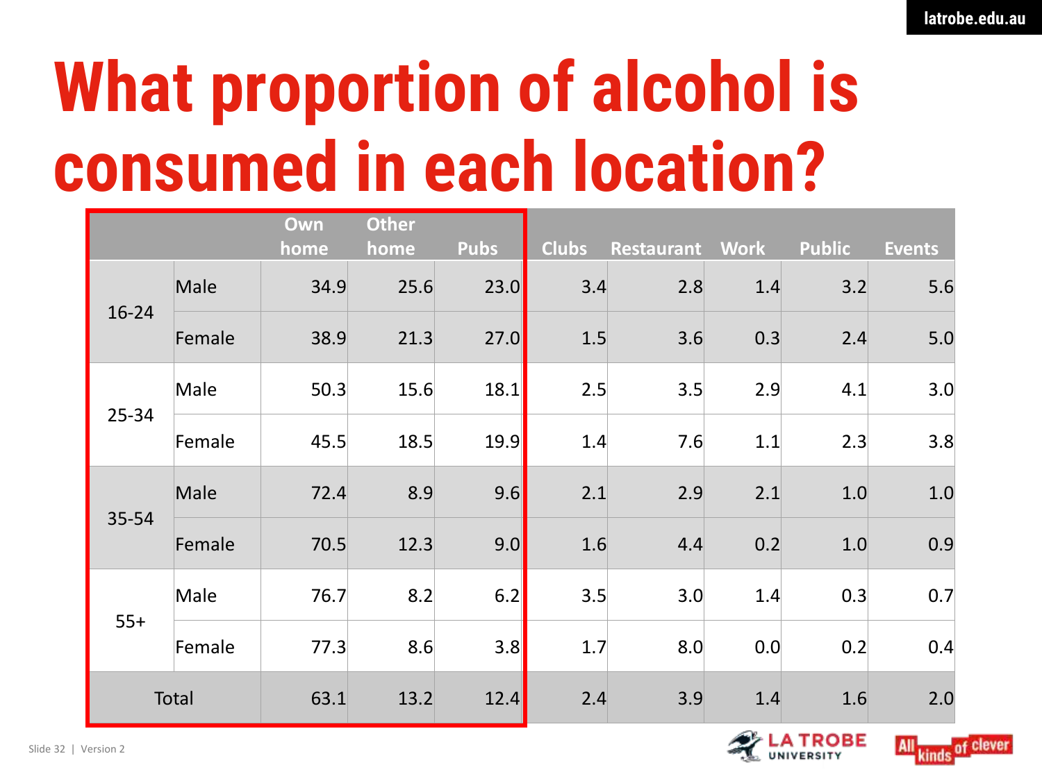# What proportion of alcohol is consumed in each location?

| | | Own home | Other home | Pubs | Clubs | Restaurant | Work | Public | Events |
|---|---|---|---|---|---|---|---|---|---|
| 16-24 | Male | 34.9 | 25.6 | 23.0 | 3.4 | 2.8 | 1.4 | 3.2 | 5.6 |
| | Female | 38.9 | 21.3 | 27.0 | 1.5 | 3.6 | 0.3 | 2.4 | 5.0 |
| 25-34 | Male | 50.3 | 15.6 | 18.1 | 2.5 | 3.5 | 2.9 | 4.1 | 3.0 |
| | Female | 45.5 | 18.5 | 19.9 | 1.4 | 7.6 | 1.1 | 2.3 | 3.8 |
| 35-54 | Male | 72.4 | 8.9 | 9.6 | 2.1 | 2.9 | 2.1 | 1.0 | 1.0 |
| | Female | 70.5 | 12.3 | 9.0 | 1.6 | 4.4 | 0.2 | 1.0 | 0.9 |
| 55+ | Male | 76.7 | 8.2 | 6.2 | 3.5 | 3.0 | 1.4 | 0.3 | 0.7 |
| | Female | 77.3 | 8.6 | 3.8 | 1.7 | 8.0 | 0.0 | 0.2 | 0.4 |
| Total | | 63.1 | 13.2 | 12.4 | 2.4 | 3.9 | 1.4 | 1.6 | 2.0 |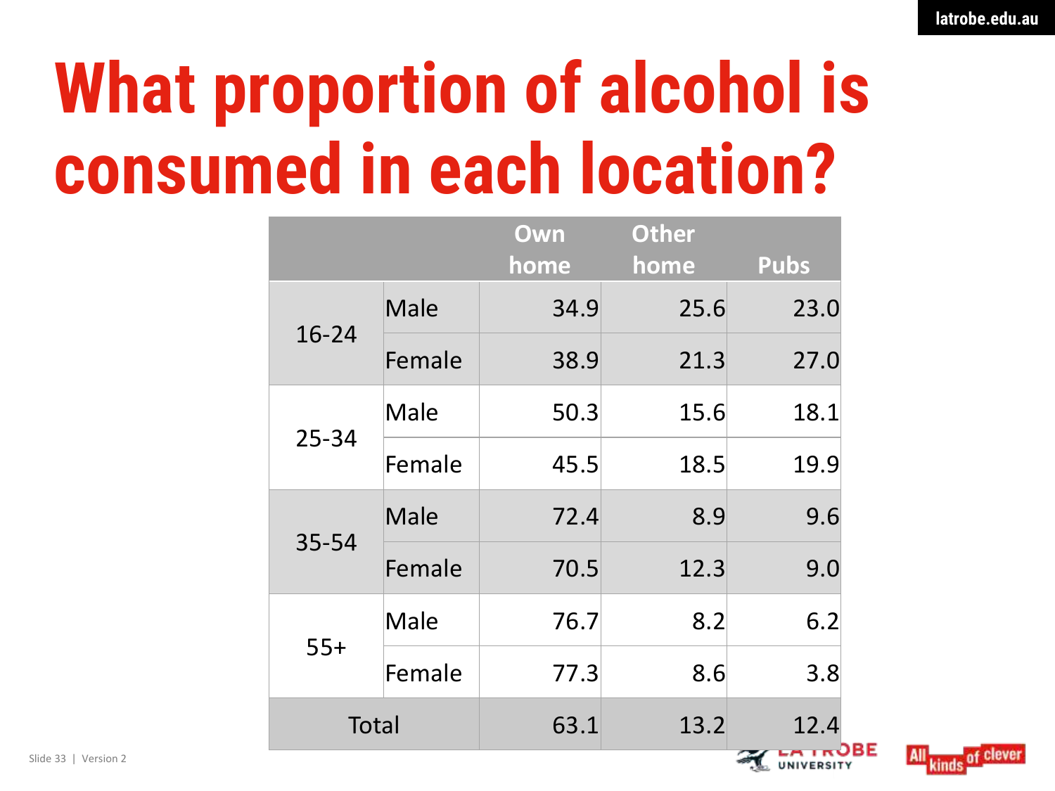# What proportion of alcohol is consumed in each location?

| | | Own home | Other home | Pubs |
|---|---|---|---|---|
| 16-24 | Male | 34.9 | 25.6 | 23.0 |
| | Female | 38.9 | 21.3 | 27.0 |
| 25-34 | Male | 50.3 | 15.6 | 18.1 |
| | Female | 45.5 | 18.5 | 19.9 |
| 35-54 | Male | 72.4 | 8.9 | 9.6 |
| | Female | 70.5 | 12.3 | 9.0 |
| 55+ | Male | 76.7 | 8.2 | 6.2 |
| | Female | 77.3 | 8.6 | 3.8 |
| Total | | 63.1 | 13.2 | 12.4 |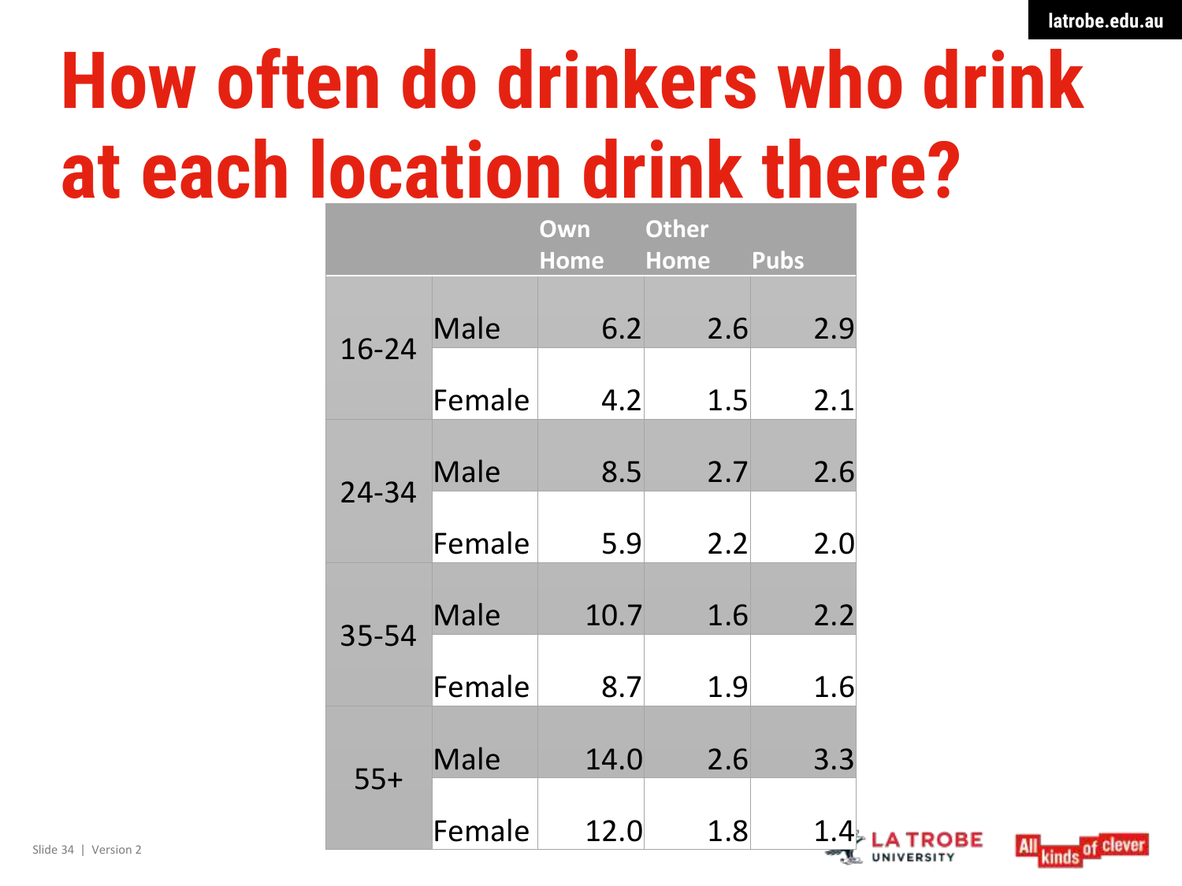# How often do drinkers who drink at each location drink there?

| | | Own Home | Other Home | Pubs |
|---|---|---|---|---|
| 16-24 | Male | 6.2 | 2.6 | 2.9 |
| | Female | 4.2 | 1.5 | 2.1 |
| 24-34 | Male | 8.5 | 2.7 | 2.6 |
| | Female | 5.9 | 2.2 | 2.0 |
| 35-54 | Male | 10.7 | 1.6 | 2.2 |
| | Female | 8.7 | 1.9 | 1.6 |
| 55+ | Male | 14.0 | 2.6 | 3.3 |
| | Female | 12.0 | 1.8 | 1.4 |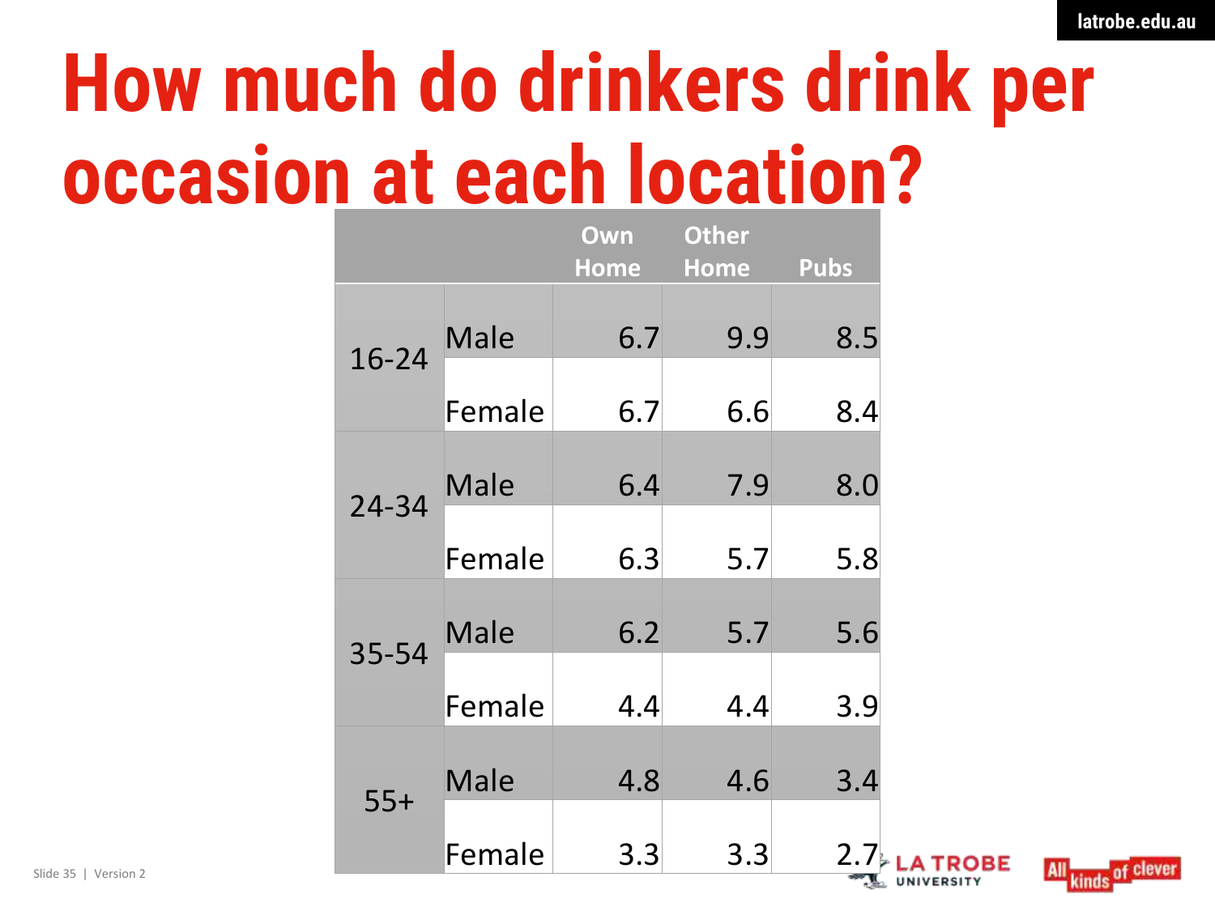# How much do drinkers drink per occasion at each location?

| | | Own Home | Other Home | Pubs |
|---|---|---|---|---|
| 16-24 | Male | 6.7 | 9.9 | 8.5 |
| | Female | 6.7 | 6.6 | 8.4 |
| 24-34 | Male | 6.4 | 7.9 | 8.0 |
| | Female | 6.3 | 5.7 | 5.8 |
| 35-54 | Male | 6.2 | 5.7 | 5.6 |
| | Female | 4.4 | 4.4 | 3.9 |
| 55+ | Male | 4.8 | 4.6 | 3.4 |
| | Female | 3.3 | 3.3 | 2.7 |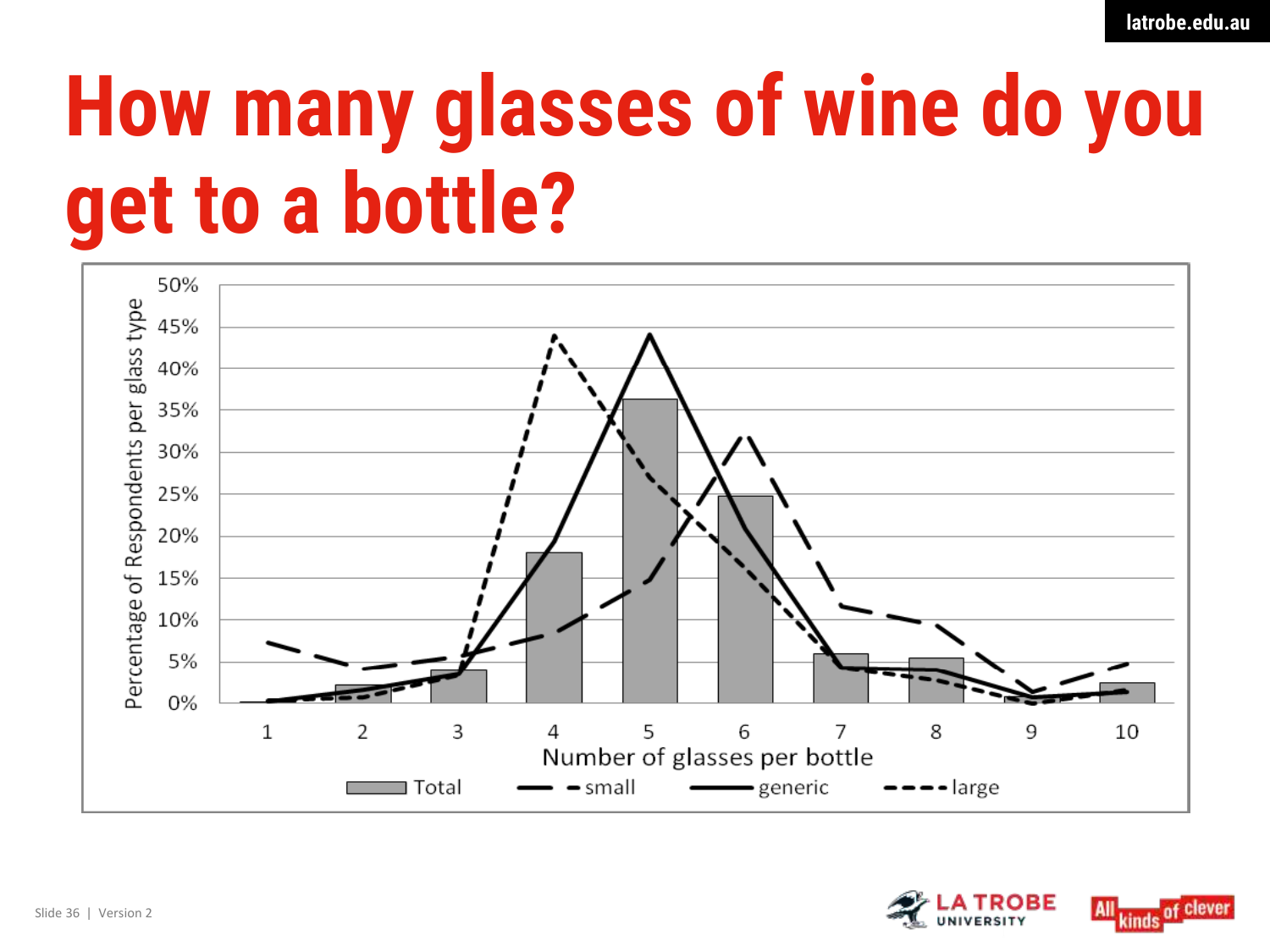# How many glasses of wine do you get to a bottle?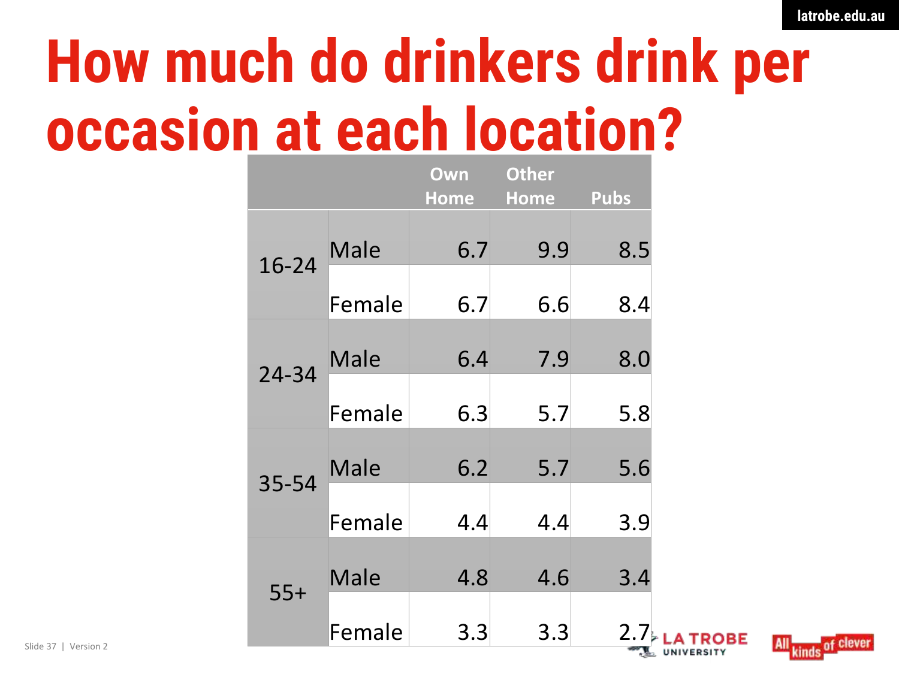# How much do drinkers drink per occasion at each location?

| | | Own Home | Other Home | Pubs |
|---|---|---|---|---|
| 16-24 | Male | 6.7 | 9.9 | 8.5 |
| | Female | 6.7 | 6.6 | 8.4 |
| 24-34 | Male | 6.4 | 7.9 | 8.0 |
| | Female | 6.3 | 5.7 | 5.8 |
| 35-54 | Male | 6.2 | 5.7 | 5.6 |
| | Female | 4.4 | 4.4 | 3.9 |
| 55+ | Male | 4.8 | 4.6 | 3.4 |
| | Female | 3.3 | 3.3 | 2.7 |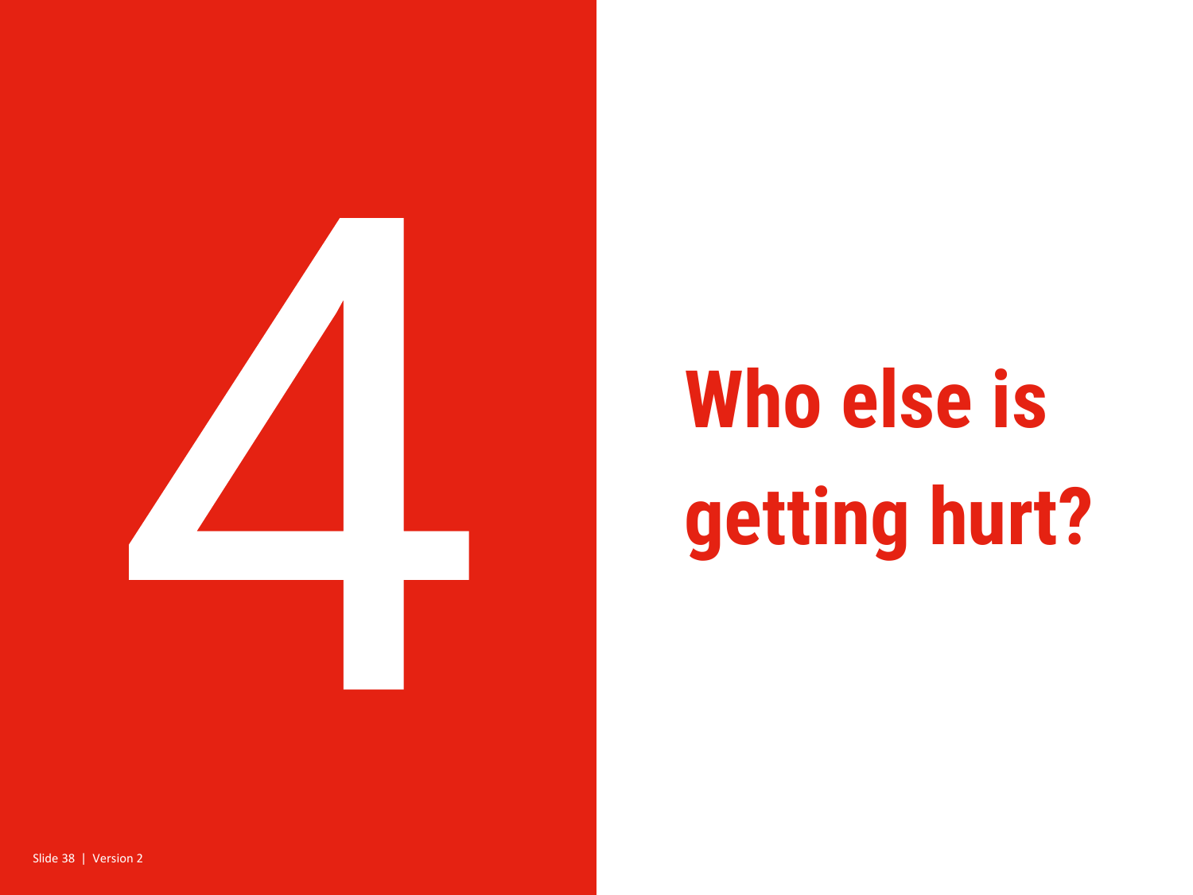# 4

# Who else is getting hurt?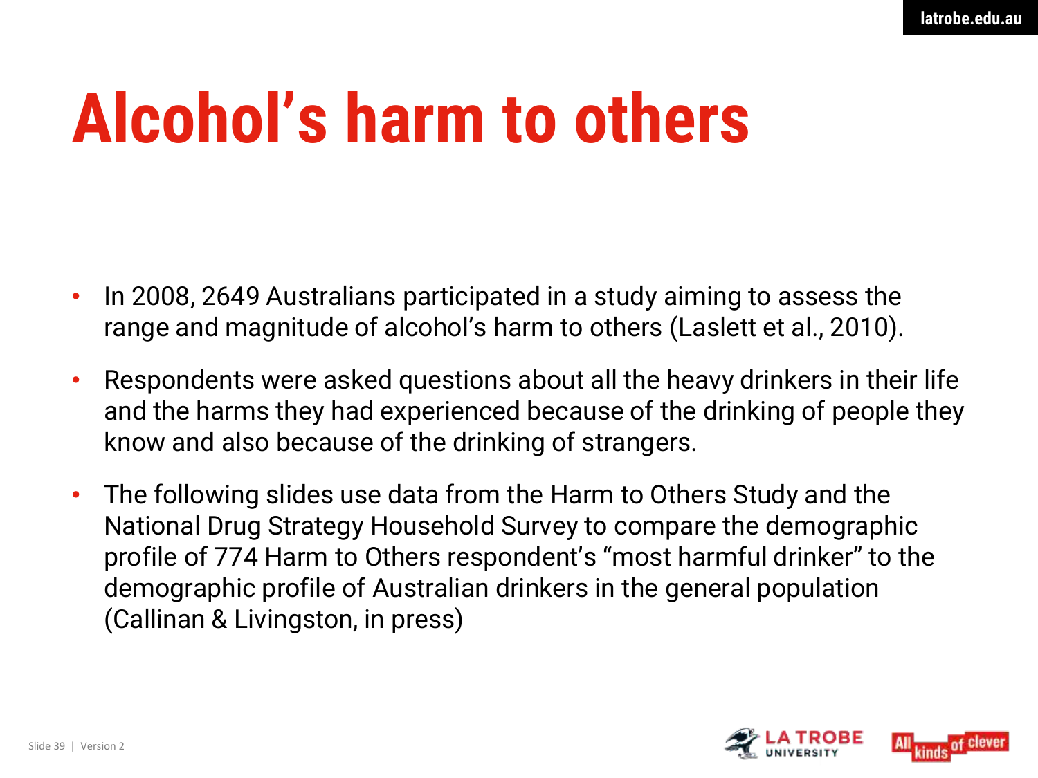# Alcohol’s harm to others

- In 2008, 2649 Australians participated in a study aiming to assess the range and magnitude of alcohol’s harm to others (Laslett et al., 2010).
- Respondents were asked questions about all the heavy drinkers in their life and the harms they had experienced because of the drinking of people they know and also because of the drinking of strangers.
- The following slides use data from the Harm to Others Study and the National Drug Strategy Household Survey to compare the demographic profile of 774 Harm to Others respondent’s “most harmful drinker” to the demographic profile of Australian drinkers in the general population (Callinan & Livingston, in press)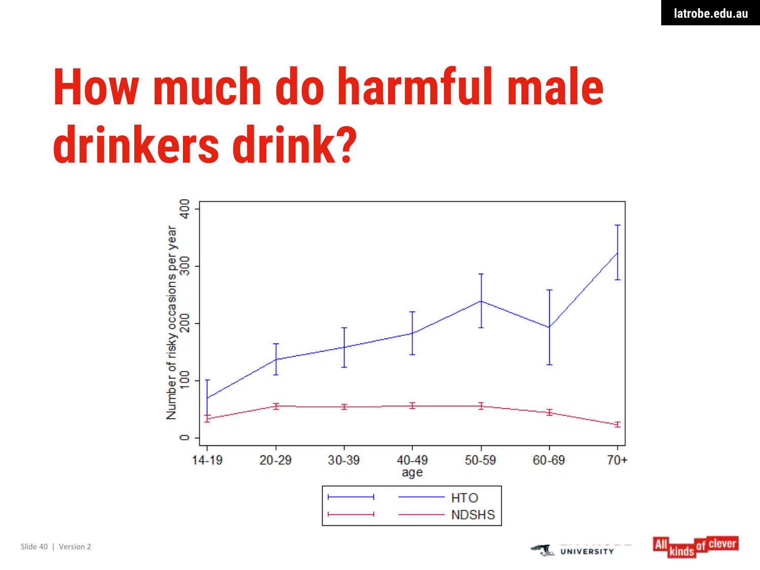# How much do harmful male drinkers drink?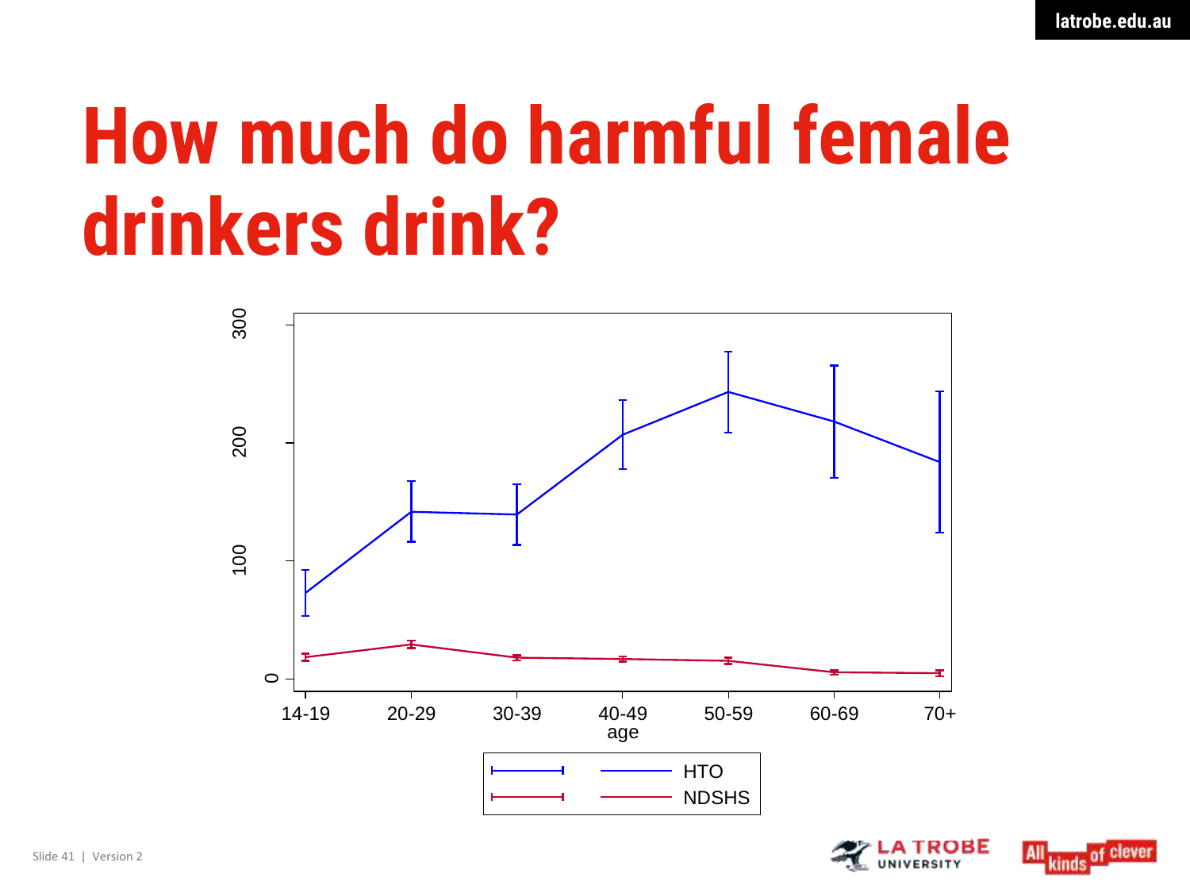# How much do harmful female drinkers drink?

300

200

100

0

14-19 20-29 30-39 40-49 50-59 60-69 70+

age

HTO

NDSHS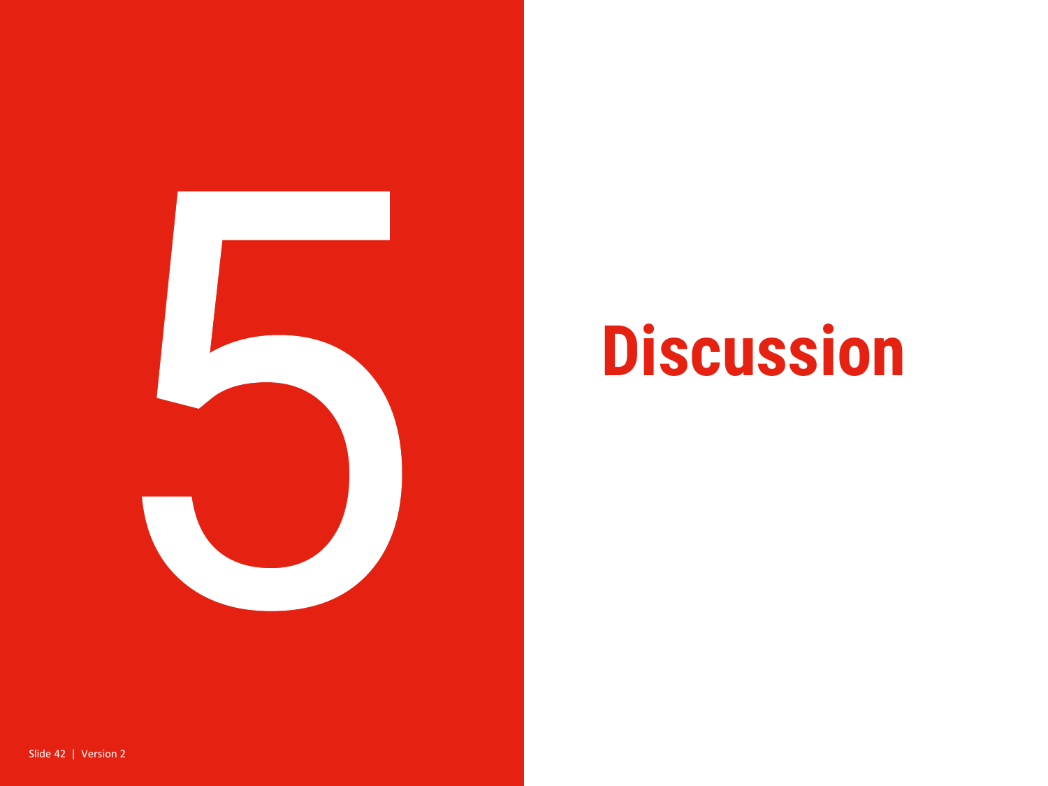# 5 Discussion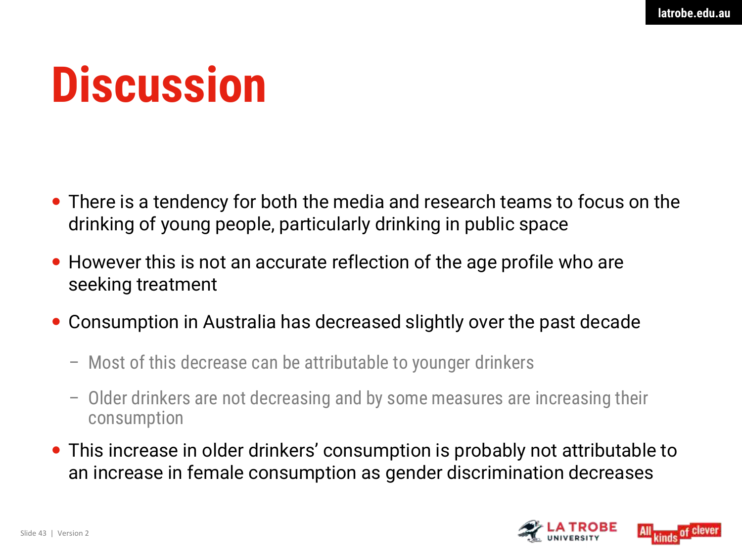# Discussion

- There is a tendency for both the media and research teams to focus on the drinking of young people, particularly drinking in public space
- However this is not an accurate reflection of the age profile who are seeking treatment
- Consumption in Australia has decreased slightly over the past decade
  - Most of this decrease can be attributable to younger drinkers
  - Older drinkers are not decreasing and by some measures are increasing their consumption
- This increase in older drinkers' consumption is probably not attributable to an increase in female consumption as gender discrimination decreases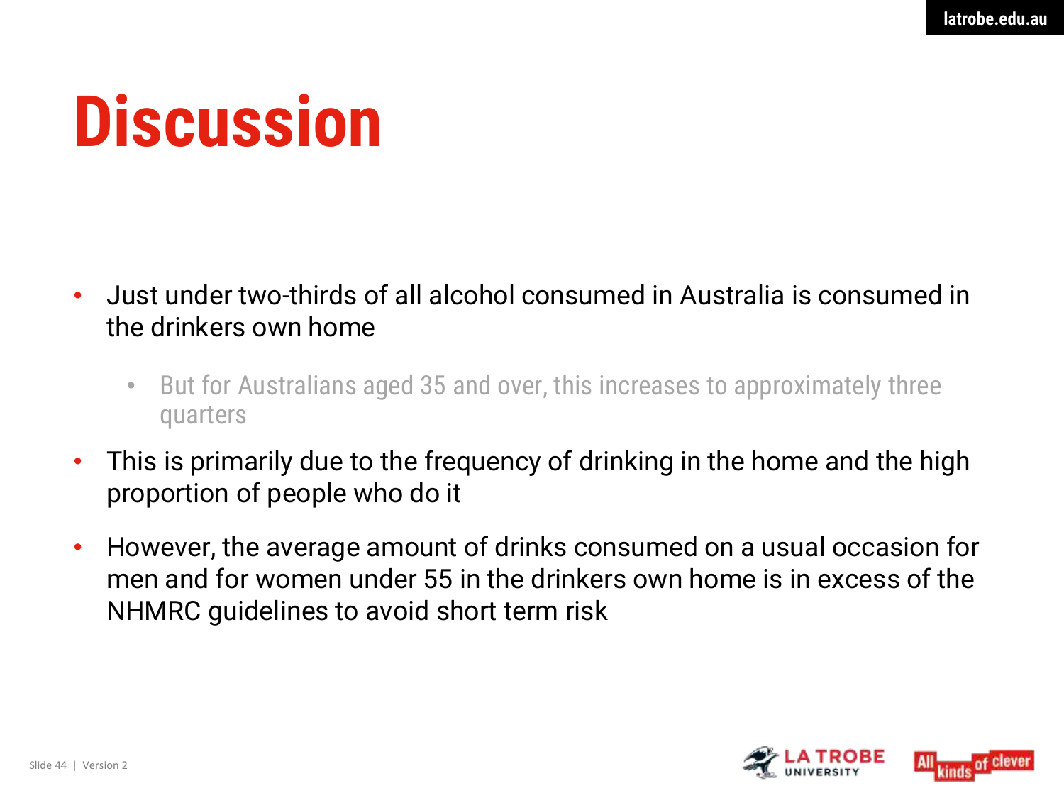# Discussion

- Just under two-thirds of all alcohol consumed in Australia is consumed in the drinkers own home
  - But for Australians aged 35 and over, this increases to approximately three quarters
- This is primarily due to the frequency of drinking in the home and the high proportion of people who do it
- However, the average amount of drinks consumed on a usual occasion for men and for women under 55 in the drinkers own home is in excess of the NHMRC guidelines to avoid short term risk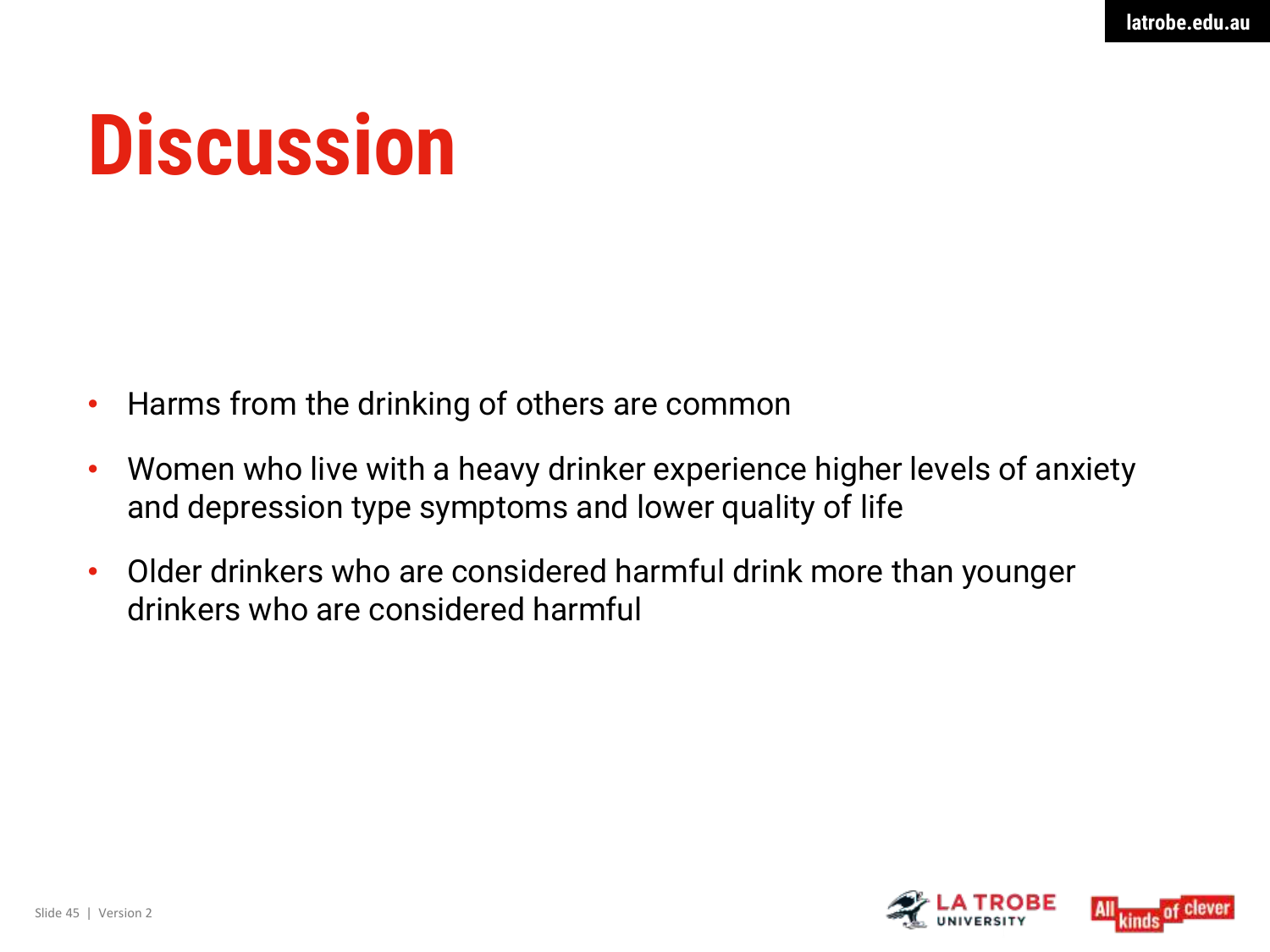# Discussion

- Harms from the drinking of others are common
- Women who live with a heavy drinker experience higher levels of anxiety and depression type symptoms and lower quality of life
- Older drinkers who are considered harmful drink more than younger drinkers who are considered harmful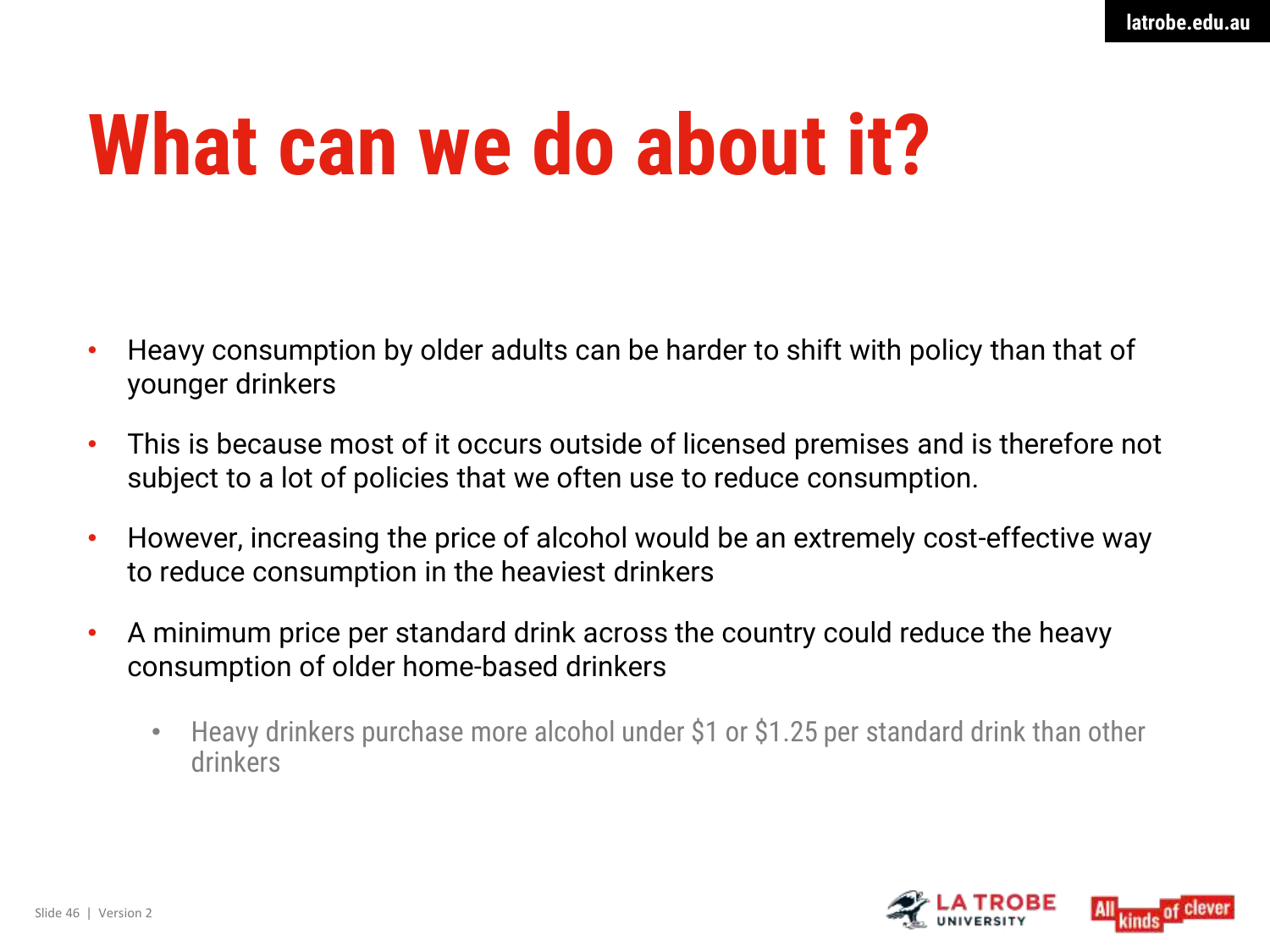# What can we do about it?

- Heavy consumption by older adults can be harder to shift with policy than that of younger drinkers
- This is because most of it occurs outside of licensed premises and is therefore not subject to a lot of policies that we often use to reduce consumption.
- However, increasing the price of alcohol would be an extremely cost-effective way to reduce consumption in the heaviest drinkers
- A minimum price per standard drink across the country could reduce the heavy consumption of older home-based drinkers
  - Heavy drinkers purchase more alcohol under $1 or $1.25 per standard drink than other drinkers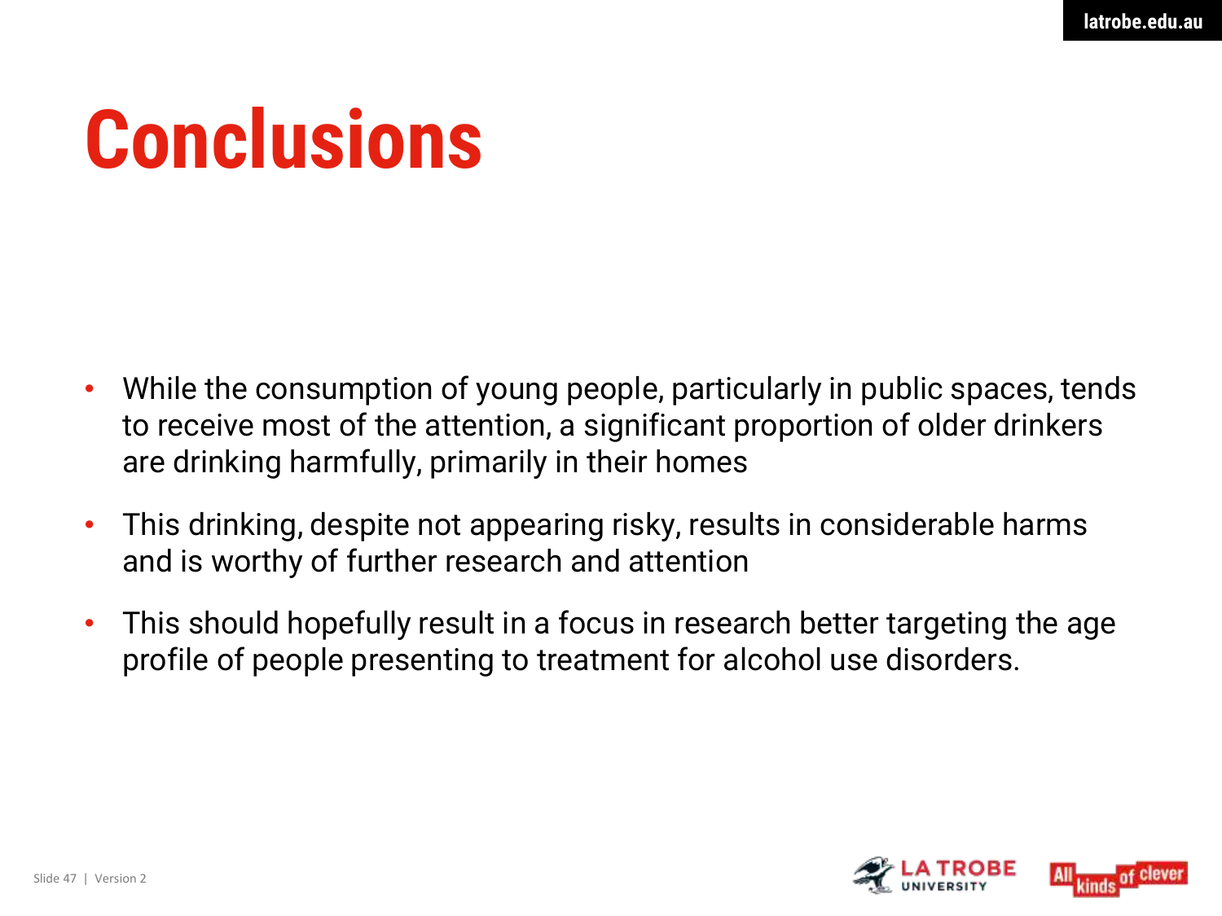# Conclusions

- While the consumption of young people, particularly in public spaces, tends to receive most of the attention, a significant proportion of older drinkers are drinking harmfully, primarily in their homes
- This drinking, despite not appearing risky, results in considerable harms and is worthy of further research and attention
- This should hopefully result in a focus in research better targeting the age profile of people presenting to treatment for alcohol use disorders.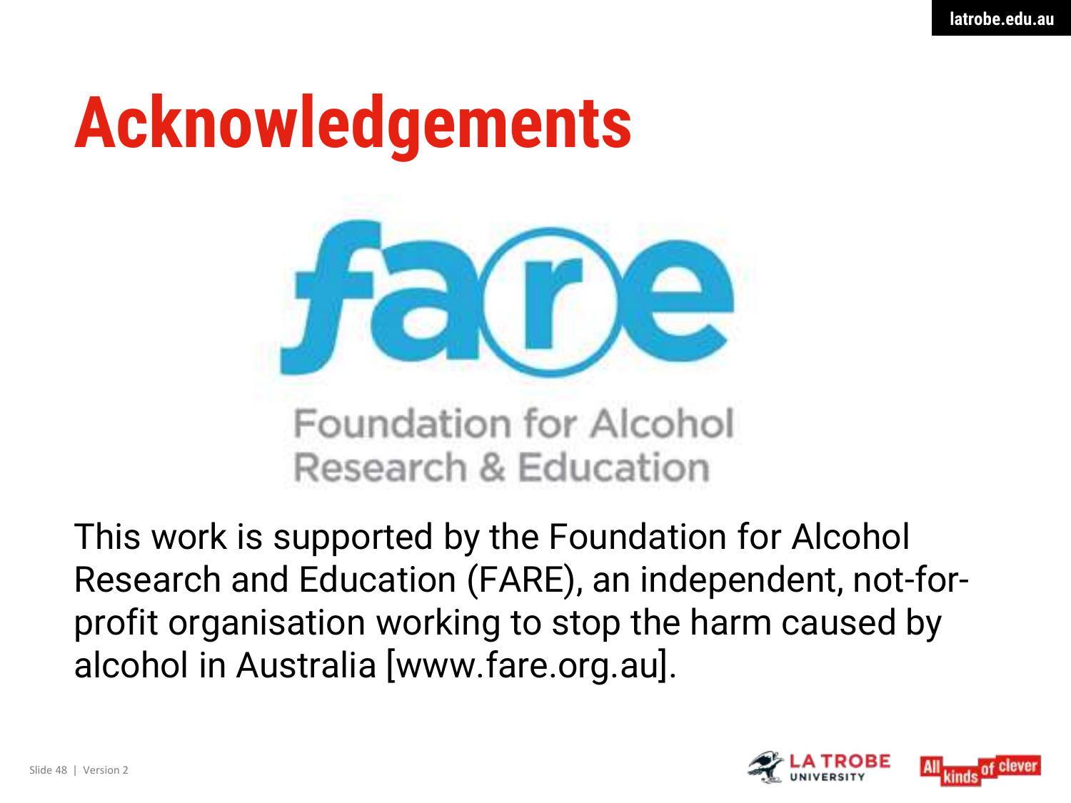# Acknowledgements

Foundation for Alcohol Research & Education

This work is supported by the Foundation for Alcohol Research and Education (FARE), an independent, not-for-profit organisation working to stop the harm caused by alcohol in Australia [www.fare.org.au].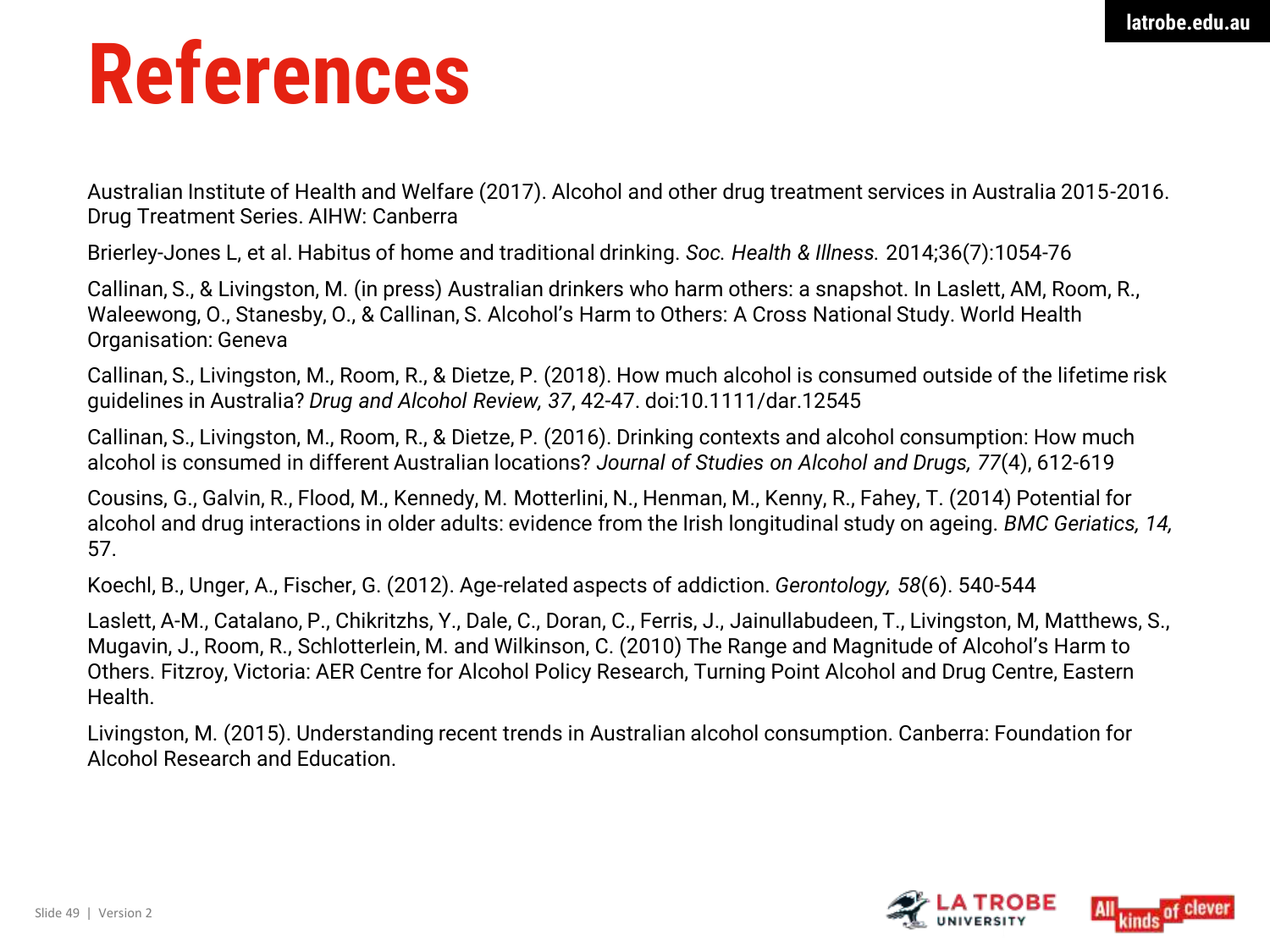# References

Australian Institute of Health and Welfare (2017). Alcohol and other drug treatment services in Australia 2015-2016. Drug Treatment Series. AIHW: Canberra

Brierley-Jones L, et al. Habitus of home and traditional drinking. *Soc. Health & Illness.* 2014;36(7):1054-76

Callinan, S., & Livingston, M. (in press) Australian drinkers who harm others: a snapshot. In Laslett, AM, Room, R., Waleewong, O., Stanesby, O., & Callinan, S. Alcohol's Harm to Others: A Cross National Study. World Health Organisation: Geneva

Callinan, S., Livingston, M., Room, R., & Dietze, P. (2018). How much alcohol is consumed outside of the lifetime risk guidelines in Australia? *Drug and Alcohol Review, 37*, 42-47. doi:10.1111/dar.12545

Callinan, S., Livingston, M., Room, R., & Dietze, P. (2016). Drinking contexts and alcohol consumption: How much alcohol is consumed in different Australian locations? *Journal of Studies on Alcohol and Drugs, 77*(4), 612-619

Cousins, G., Galvin, R., Flood, M., Kennedy, M. Motterlini, N., Henman, M., Kenny, R., Fahey, T. (2014) Potential for alcohol and drug interactions in older adults: evidence from the Irish longitudinal study on ageing. *BMC Geriatics, 14,* 57.

Koechl, B., Unger, A., Fischer, G. (2012). Age-related aspects of addiction. *Gerontology, 58*(6). 540-544

Laslett, A-M., Catalano, P., Chikritzhs, Y., Dale, C., Doran, C., Ferris, J., Jainullabudeen, T., Livingston, M, Matthews, S., Mugavin, J., Room, R., Schlotterlein, M. and Wilkinson, C. (2010) The Range and Magnitude of Alcohol's Harm to Others. Fitzroy, Victoria: AER Centre for Alcohol Policy Research, Turning Point Alcohol and Drug Centre, Eastern Health.

Livingston, M. (2015). Understanding recent trends in Australian alcohol consumption. Canberra: Foundation for Alcohol Research and Education.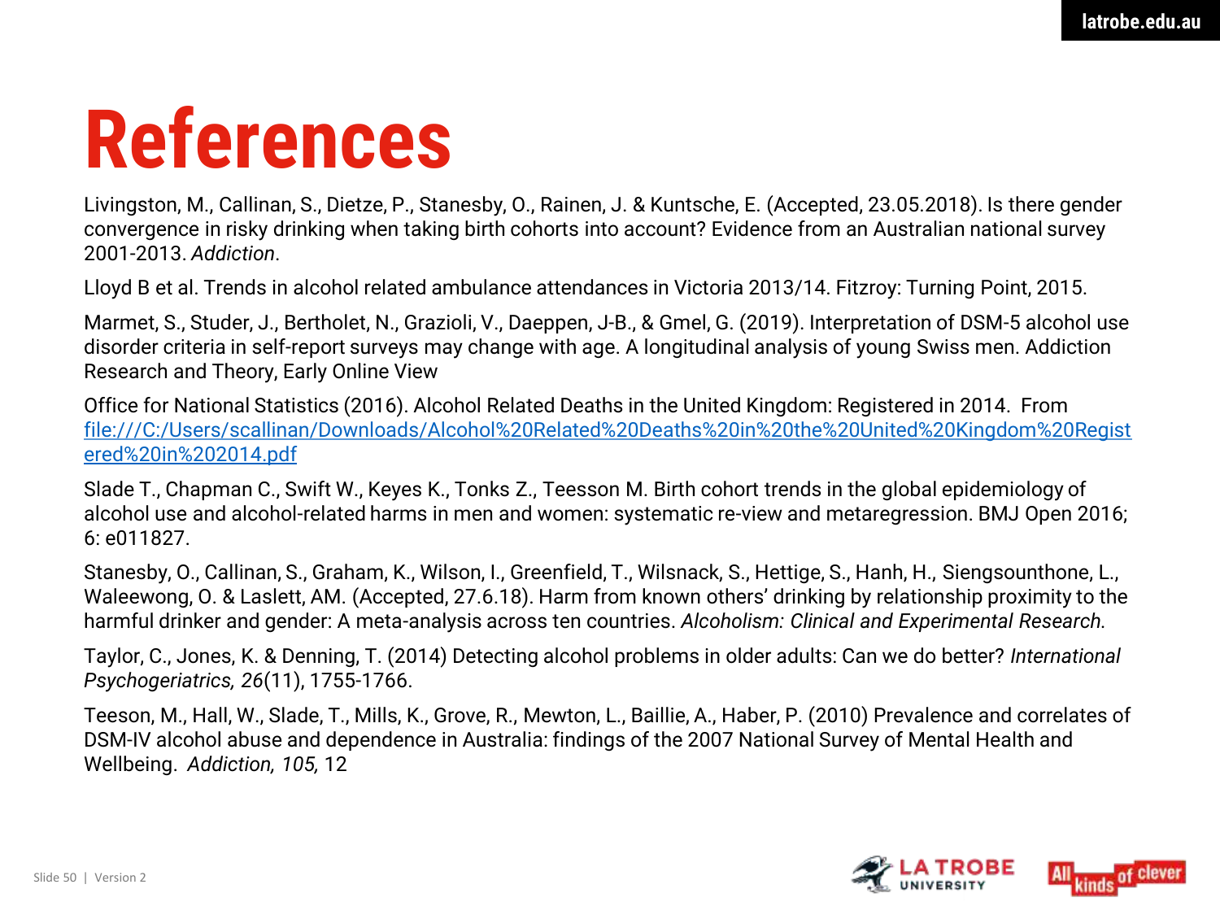# References

Livingston, M., Callinan, S., Dietze, P., Stanesby, O., Rainen, J. & Kuntsche, E. (Accepted, 23.05.2018). Is there gender convergence in risky drinking when taking birth cohorts into account? Evidence from an Australian national survey 2001-2013. *Addiction*.

Lloyd B et al. Trends in alcohol related ambulance attendances in Victoria 2013/14. Fitzroy: Turning Point, 2015.

Marmet, S., Studer, J., Bertholet, N., Grazioli, V., Daeppen, J-B., & Gmel, G. (2019). Interpretation of DSM-5 alcohol use disorder criteria in self-report surveys may change with age. A longitudinal analysis of young Swiss men. Addiction Research and Theory, Early Online View

Office for National Statistics (2016). Alcohol Related Deaths in the United Kingdom: Registered in 2014. From file:///C:/Users/scallinan/Downloads/Alcohol%20Related%20Deaths%20in%20the%20United%20Kingdom%20Registered%20in%202014.pdf

Slade T., Chapman C., Swift W., Keyes K., Tonks Z., Teesson M. Birth cohort trends in the global epidemiology of alcohol use and alcohol-related harms in men and women: systematic re-view and metaregression. BMJ Open 2016; 6: e011827.

Stanesby, O., Callinan, S., Graham, K., Wilson, I., Greenfield, T., Wilsnack, S., Hettige, S., Hanh, H., Siengsounthone, L., Waleewong, O. & Laslett, AM. (Accepted, 27.6.18). Harm from known others' drinking by relationship proximity to the harmful drinker and gender: A meta-analysis across ten countries. *Alcoholism: Clinical and Experimental Research*.

Taylor, C., Jones, K. & Denning, T. (2014) Detecting alcohol problems in older adults: Can we do better? *International Psychogeriatrics, 26*(11), 1755-1766.

Teeson, M., Hall, W., Slade, T., Mills, K., Grove, R., Mewton, L., Baillie, A., Haber, P. (2010) Prevalence and correlates of DSM-IV alcohol abuse and dependence in Australia: findings of the 2007 National Survey of Mental Health and Wellbeing. *Addiction, 105,* 12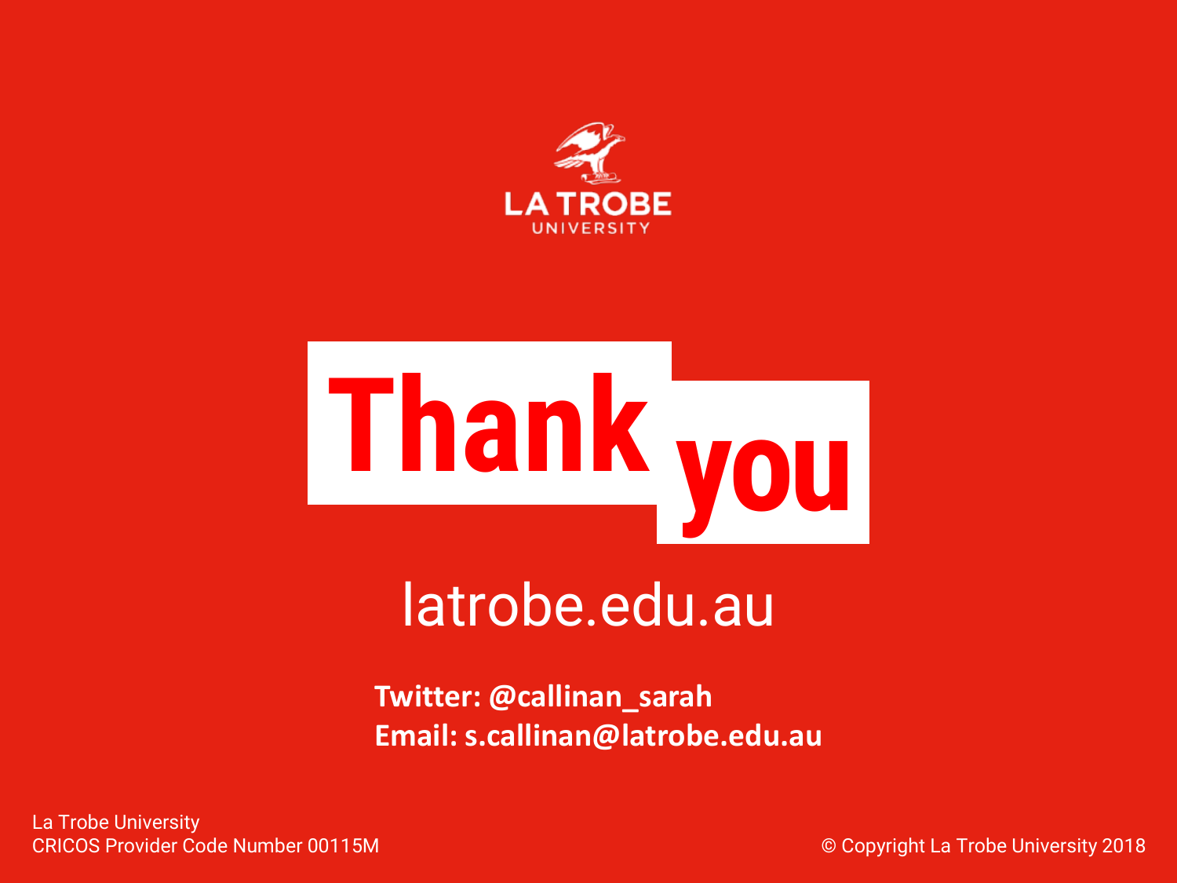LA TROBE UNIVERSITY

# Thank you

latrobe.edu.au

**Twitter: @callinan_sarah**
**Email: s.callinan@latrobe.edu.au**

La Trobe University
CRICOS Provider Code Number 00115M

© Copyright La Trobe University 2018